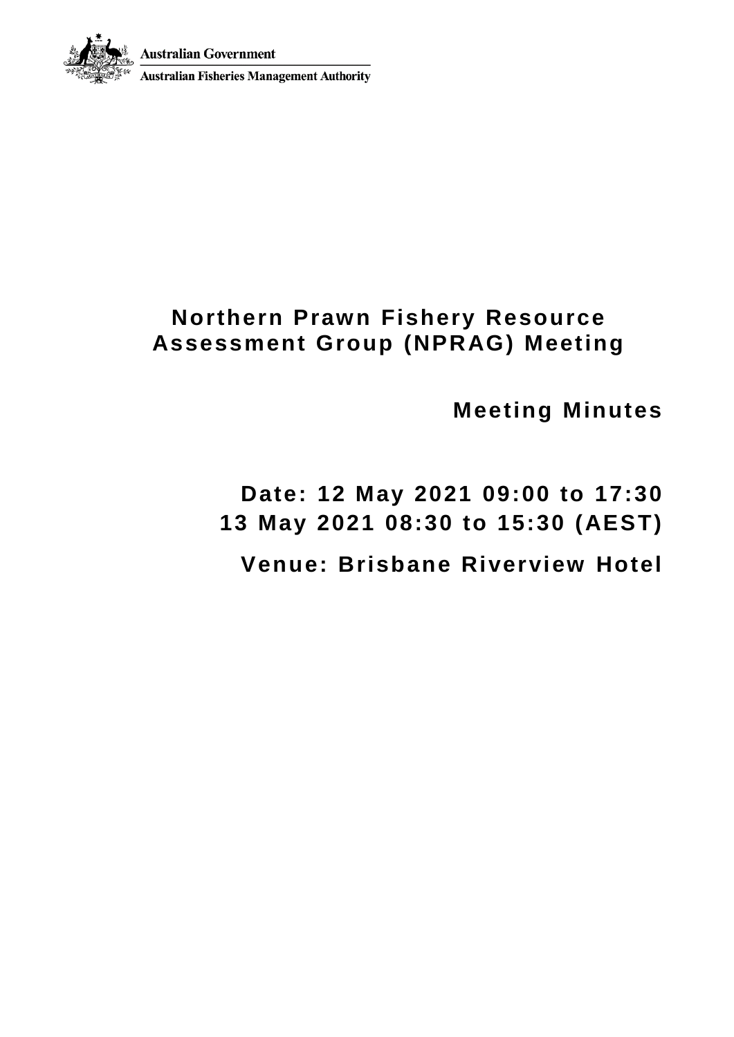Australian Government

Australian Fisheries Management Authority

# Northern Prawn Fishery Resource Assessment Group (NPRAG) Meeting

## Meeting Minutes

**Date: 12 May 2021 09:00 to 17:30**
**13 May 2021 08:30 to 15:30 (AEST)**

**Venue: Brisbane Riverview Hotel**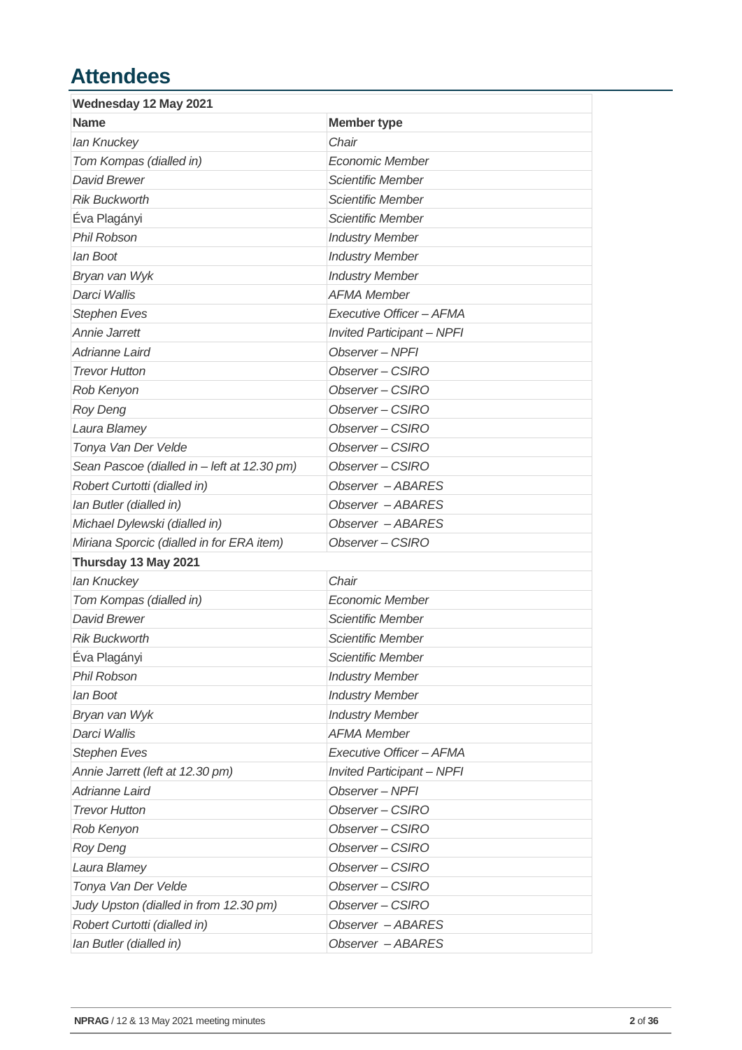# Attendees

| Wednesday 12 May 2021 | |
|---|---|
| **Name** | **Member type** |
| *Ian Knuckey* | *Chair* |
| *Tom Kompas (dialled in)* | *Economic Member* |
| *David Brewer* | *Scientific Member* |
| *Rik Buckworth* | *Scientific Member* |
| *Éva Plagányi* | *Scientific Member* |
| *Phil Robson* | *Industry Member* |
| *Ian Boot* | *Industry Member* |
| *Bryan van Wyk* | *Industry Member* |
| *Darci Wallis* | *AFMA Member* |
| *Stephen Eves* | *Executive Officer – AFMA* |
| *Annie Jarrett* | *Invited Participant – NPFI* |
| *Adrianne Laird* | *Observer – NPFI* |
| *Trevor Hutton* | *Observer – CSIRO* |
| *Rob Kenyon* | *Observer – CSIRO* |
| *Roy Deng* | *Observer – CSIRO* |
| *Laura Blamey* | *Observer – CSIRO* |
| *Tonya Van Der Velde* | *Observer – CSIRO* |
| *Sean Pascoe (dialled in – left at 12.30 pm)* | *Observer – CSIRO* |
| *Robert Curtotti (dialled in)* | *Observer – ABARES* |
| *Ian Butler (dialled in)* | *Observer – ABARES* |
| *Michael Dylewski (dialled in)* | *Observer – ABARES* |
| *Miriana Sporcic (dialled in for ERA item)* | *Observer – CSIRO* |
| **Thursday 13 May 2021** | |
| *Ian Knuckey* | *Chair* |
| *Tom Kompas (dialled in)* | *Economic Member* |
| *David Brewer* | *Scientific Member* |
| *Rik Buckworth* | *Scientific Member* |
| *Éva Plagányi* | *Scientific Member* |
| *Phil Robson* | *Industry Member* |
| *Ian Boot* | *Industry Member* |
| *Bryan van Wyk* | *Industry Member* |
| *Darci Wallis* | *AFMA Member* |
| *Stephen Eves* | *Executive Officer – AFMA* |
| *Annie Jarrett (left at 12.30 pm)* | *Invited Participant – NPFI* |
| *Adrianne Laird* | *Observer – NPFI* |
| *Trevor Hutton* | *Observer – CSIRO* |
| *Rob Kenyon* | *Observer – CSIRO* |
| *Roy Deng* | *Observer – CSIRO* |
| *Laura Blamey* | *Observer – CSIRO* |
| *Tonya Van Der Velde* | *Observer – CSIRO* |
| *Judy Upston (dialled in from 12.30 pm)* | *Observer – CSIRO* |
| *Robert Curtotti (dialled in)* | *Observer – ABARES* |
| *Ian Butler (dialled in)* | *Observer – ABARES* |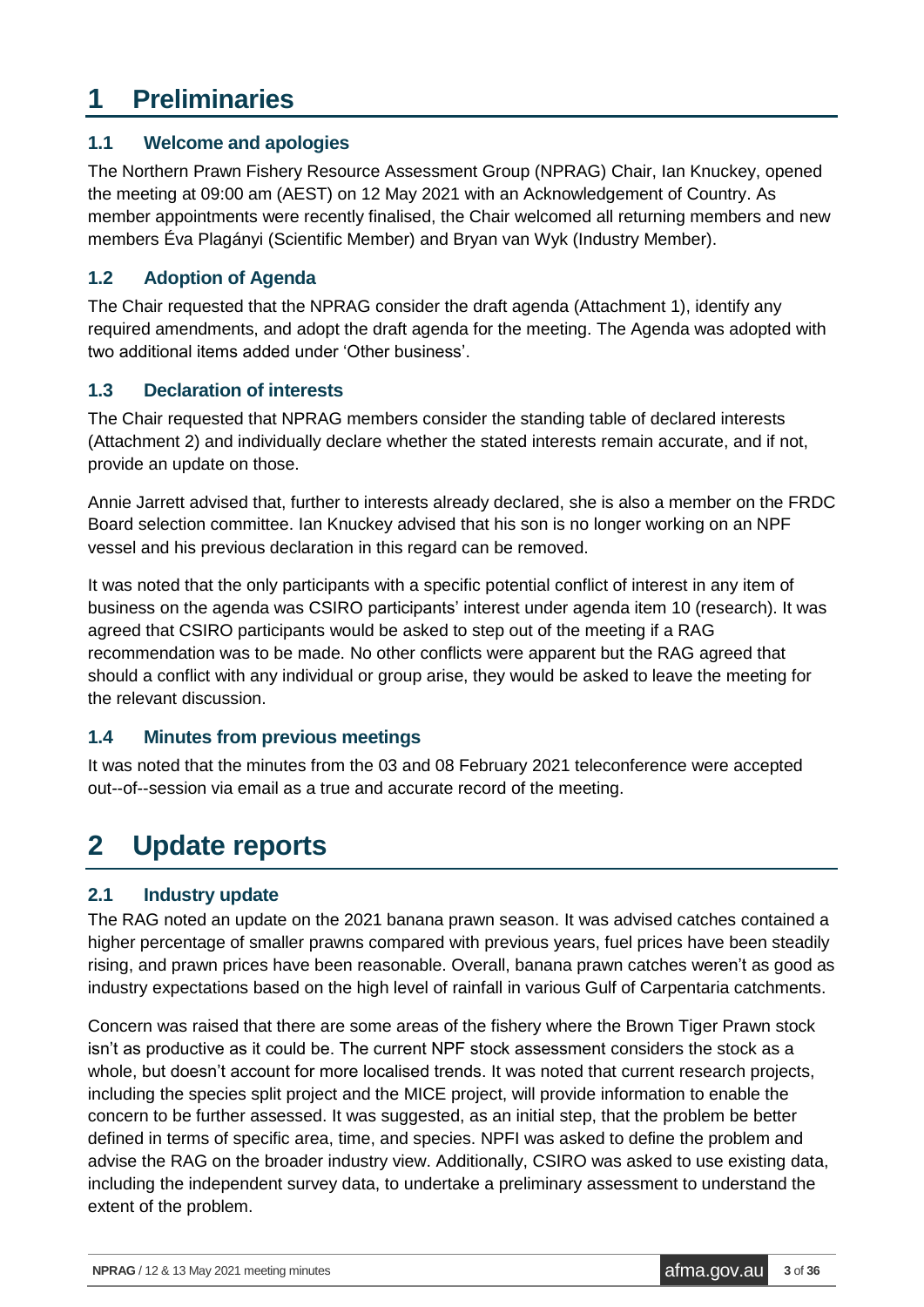# 1 Preliminaries

## 1.1 Welcome and apologies

The Northern Prawn Fishery Resource Assessment Group (NPRAG) Chair, Ian Knuckey, opened the meeting at 09:00 am (AEST) on 12 May 2021 with an Acknowledgement of Country. As member appointments were recently finalised, the Chair welcomed all returning members and new members Éva Plagányi (Scientific Member) and Bryan van Wyk (Industry Member).

## 1.2 Adoption of Agenda

The Chair requested that the NPRAG consider the draft agenda (Attachment 1), identify any required amendments, and adopt the draft agenda for the meeting. The Agenda was adopted with two additional items added under 'Other business'.

## 1.3 Declaration of interests

The Chair requested that NPRAG members consider the standing table of declared interests (Attachment 2) and individually declare whether the stated interests remain accurate, and if not, provide an update on those.

Annie Jarrett advised that, further to interests already declared, she is also a member on the FRDC Board selection committee. Ian Knuckey advised that his son is no longer working on an NPF vessel and his previous declaration in this regard can be removed.

It was noted that the only participants with a specific potential conflict of interest in any item of business on the agenda was CSIRO participants' interest under agenda item 10 (research). It was agreed that CSIRO participants would be asked to step out of the meeting if a RAG recommendation was to be made. No other conflicts were apparent but the RAG agreed that should a conflict with any individual or group arise, they would be asked to leave the meeting for the relevant discussion.

## 1.4 Minutes from previous meetings

It was noted that the minutes from the 03 and 08 February 2021 teleconference were accepted out--of--session via email as a true and accurate record of the meeting.

# 2 Update reports

## 2.1 Industry update

The RAG noted an update on the 2021 banana prawn season. It was advised catches contained a higher percentage of smaller prawns compared with previous years, fuel prices have been steadily rising, and prawn prices have been reasonable. Overall, banana prawn catches weren't as good as industry expectations based on the high level of rainfall in various Gulf of Carpentaria catchments.

Concern was raised that there are some areas of the fishery where the Brown Tiger Prawn stock isn't as productive as it could be. The current NPF stock assessment considers the stock as a whole, but doesn't account for more localised trends. It was noted that current research projects, including the species split project and the MICE project, will provide information to enable the concern to be further assessed. It was suggested, as an initial step, that the problem be better defined in terms of specific area, time, and species. NPFI was asked to define the problem and advise the RAG on the broader industry view. Additionally, CSIRO was asked to use existing data, including the independent survey data, to undertake a preliminary assessment to understand the extent of the problem.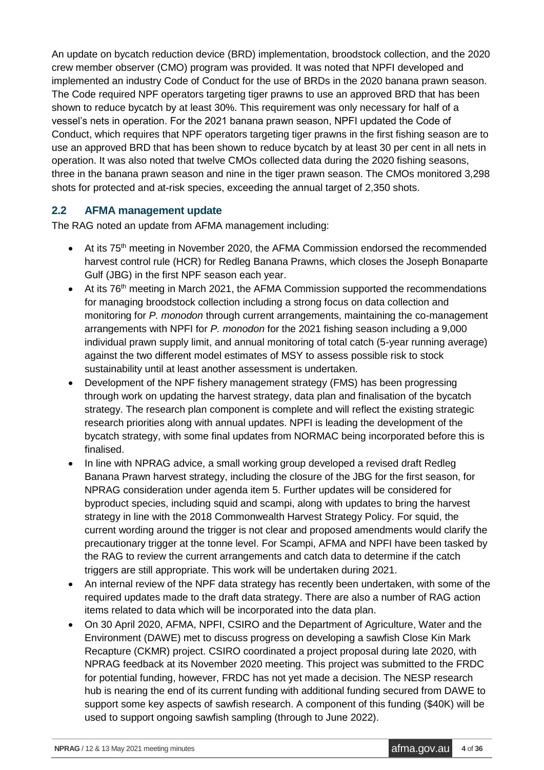An update on bycatch reduction device (BRD) implementation, broodstock collection, and the 2020 crew member observer (CMO) program was provided. It was noted that NPFI developed and implemented an industry Code of Conduct for the use of BRDs in the 2020 banana prawn season. The Code required NPF operators targeting tiger prawns to use an approved BRD that has been shown to reduce bycatch by at least 30%. This requirement was only necessary for half of a vessel's nets in operation. For the 2021 banana prawn season, NPFI updated the Code of Conduct, which requires that NPF operators targeting tiger prawns in the first fishing season are to use an approved BRD that has been shown to reduce bycatch by at least 30 per cent in all nets in operation. It was also noted that twelve CMOs collected data during the 2020 fishing seasons, three in the banana prawn season and nine in the tiger prawn season. The CMOs monitored 3,298 shots for protected and at-risk species, exceeding the annual target of 2,350 shots.

## 2.2 AFMA management update

The RAG noted an update from AFMA management including:

- At its 75th meeting in November 2020, the AFMA Commission endorsed the recommended harvest control rule (HCR) for Redleg Banana Prawns, which closes the Joseph Bonaparte Gulf (JBG) in the first NPF season each year.
- At its 76th meeting in March 2021, the AFMA Commission supported the recommendations for managing broodstock collection including a strong focus on data collection and monitoring for *P. monodon* through current arrangements, maintaining the co-management arrangements with NPFI for *P. monodon* for the 2021 fishing season including a 9,000 individual prawn supply limit, and annual monitoring of total catch (5-year running average) against the two different model estimates of MSY to assess possible risk to stock sustainability until at least another assessment is undertaken.
- Development of the NPF fishery management strategy (FMS) has been progressing through work on updating the harvest strategy, data plan and finalisation of the bycatch strategy. The research plan component is complete and will reflect the existing strategic research priorities along with annual updates. NPFI is leading the development of the bycatch strategy, with some final updates from NORMAC being incorporated before this is finalised.
- In line with NPRAG advice, a small working group developed a revised draft Redleg Banana Prawn harvest strategy, including the closure of the JBG for the first season, for NPRAG consideration under agenda item 5. Further updates will be considered for byproduct species, including squid and scampi, along with updates to bring the harvest strategy in line with the 2018 Commonwealth Harvest Strategy Policy. For squid, the current wording around the trigger is not clear and proposed amendments would clarify the precautionary trigger at the tonne level. For Scampi, AFMA and NPFI have been tasked by the RAG to review the current arrangements and catch data to determine if the catch triggers are still appropriate. This work will be undertaken during 2021.
- An internal review of the NPF data strategy has recently been undertaken, with some of the required updates made to the draft data strategy. There are also a number of RAG action items related to data which will be incorporated into the data plan.
- On 30 April 2020, AFMA, NPFI, CSIRO and the Department of Agriculture, Water and the Environment (DAWE) met to discuss progress on developing a sawfish Close Kin Mark Recapture (CKMR) project. CSIRO coordinated a project proposal during late 2020, with NPRAG feedback at its November 2020 meeting. This project was submitted to the FRDC for potential funding, however, FRDC has not yet made a decision. The NESP research hub is nearing the end of its current funding with additional funding secured from DAWE to support some key aspects of sawfish research. A component of this funding ($40K) will be used to support ongoing sawfish sampling (through to June 2022).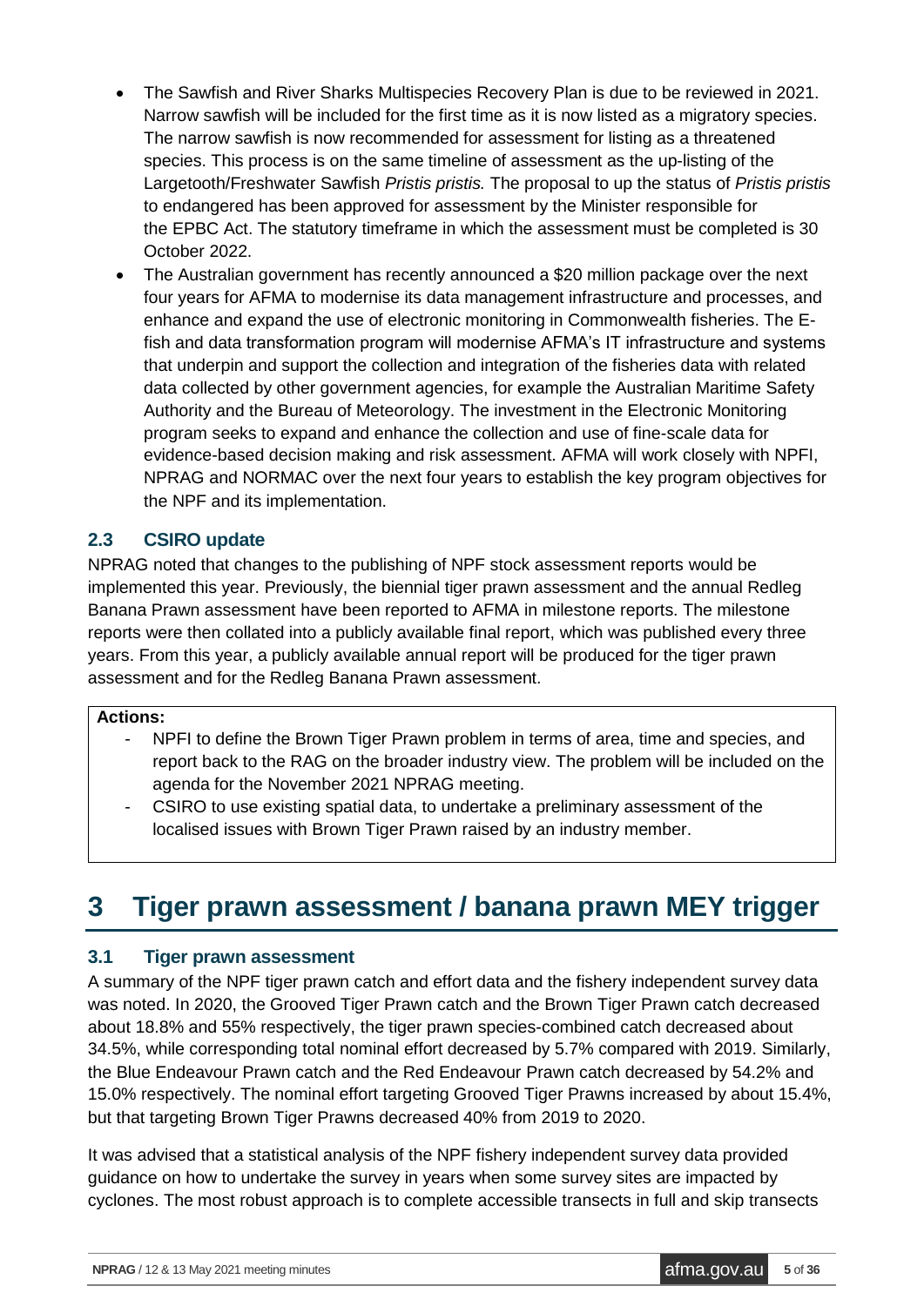- The Sawfish and River Sharks Multispecies Recovery Plan is due to be reviewed in 2021. Narrow sawfish will be included for the first time as it is now listed as a migratory species. The narrow sawfish is now recommended for assessment for listing as a threatened species. This process is on the same timeline of assessment as the up-listing of the Largetooth/Freshwater Sawfish *Pristis pristis.* The proposal to up the status of *Pristis pristis* to endangered has been approved for assessment by the Minister responsible for the EPBC Act. The statutory timeframe in which the assessment must be completed is 30 October 2022.
- The Australian government has recently announced a $20 million package over the next four years for AFMA to modernise its data management infrastructure and processes, and enhance and expand the use of electronic monitoring in Commonwealth fisheries. The E-fish and data transformation program will modernise AFMA's IT infrastructure and systems that underpin and support the collection and integration of the fisheries data with related data collected by other government agencies, for example the Australian Maritime Safety Authority and the Bureau of Meteorology. The investment in the Electronic Monitoring program seeks to expand and enhance the collection and use of fine-scale data for evidence-based decision making and risk assessment. AFMA will work closely with NPFI, NPRAG and NORMAC over the next four years to establish the key program objectives for the NPF and its implementation.

### 2.3 CSIRO update

NPRAG noted that changes to the publishing of NPF stock assessment reports would be implemented this year. Previously, the biennial tiger prawn assessment and the annual Redleg Banana Prawn assessment have been reported to AFMA in milestone reports. The milestone reports were then collated into a publicly available final report, which was published every three years. From this year, a publicly available annual report will be produced for the tiger prawn assessment and for the Redleg Banana Prawn assessment.

**Actions:**

- NPFI to define the Brown Tiger Prawn problem in terms of area, time and species, and report back to the RAG on the broader industry view. The problem will be included on the agenda for the November 2021 NPRAG meeting.
- CSIRO to use existing spatial data, to undertake a preliminary assessment of the localised issues with Brown Tiger Prawn raised by an industry member.

# 3 Tiger prawn assessment / banana prawn MEY trigger

### 3.1 Tiger prawn assessment

A summary of the NPF tiger prawn catch and effort data and the fishery independent survey data was noted. In 2020, the Grooved Tiger Prawn catch and the Brown Tiger Prawn catch decreased about 18.8% and 55% respectively, the tiger prawn species-combined catch decreased about 34.5%, while corresponding total nominal effort decreased by 5.7% compared with 2019. Similarly, the Blue Endeavour Prawn catch and the Red Endeavour Prawn catch decreased by 54.2% and 15.0% respectively. The nominal effort targeting Grooved Tiger Prawns increased by about 15.4%, but that targeting Brown Tiger Prawns decreased 40% from 2019 to 2020.

It was advised that a statistical analysis of the NPF fishery independent survey data provided guidance on how to undertake the survey in years when some survey sites are impacted by cyclones. The most robust approach is to complete accessible transects in full and skip transects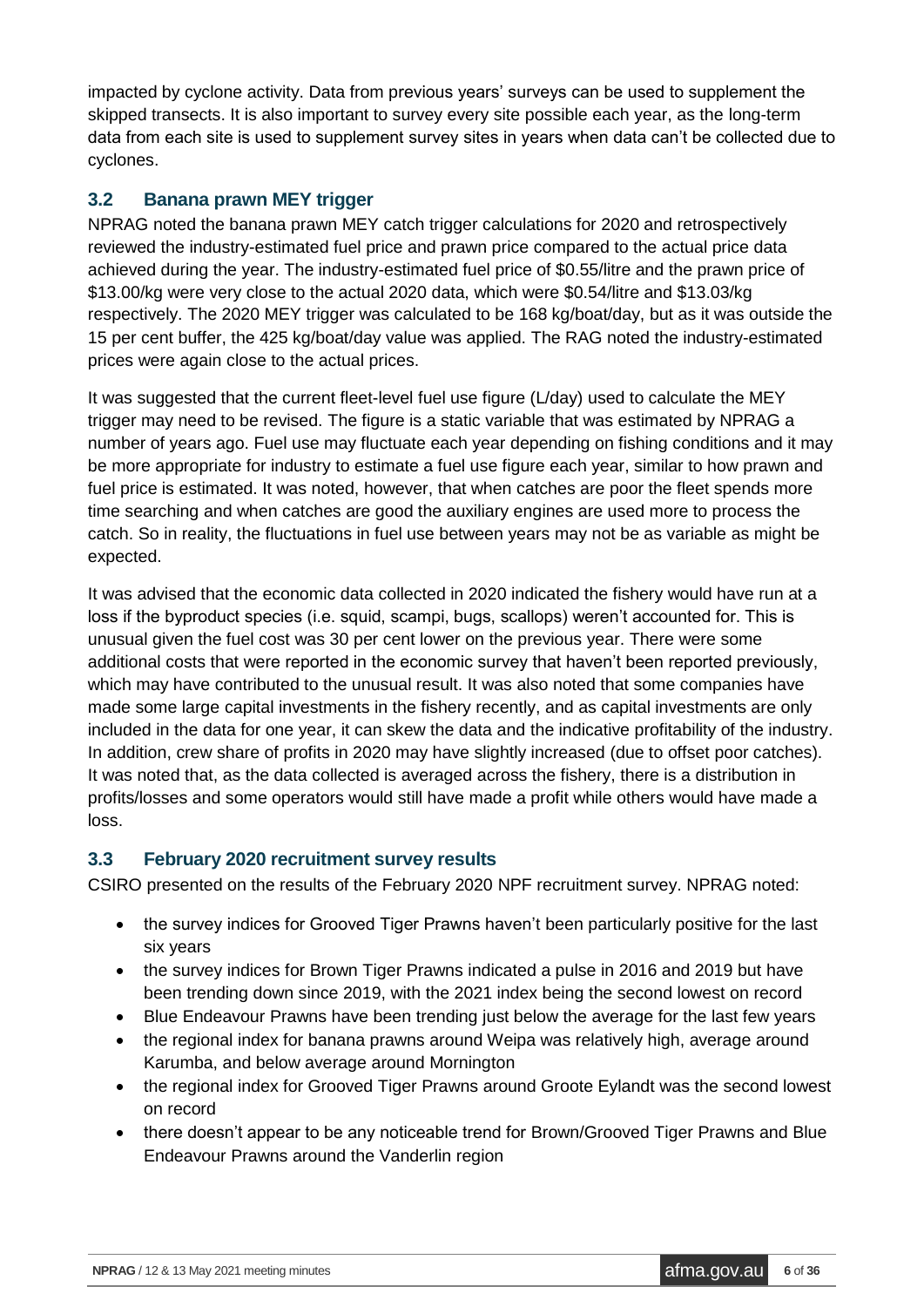impacted by cyclone activity. Data from previous years' surveys can be used to supplement the skipped transects. It is also important to survey every site possible each year, as the long-term data from each site is used to supplement survey sites in years when data can't be collected due to cyclones.

### 3.2 Banana prawn MEY trigger

NPRAG noted the banana prawn MEY catch trigger calculations for 2020 and retrospectively reviewed the industry-estimated fuel price and prawn price compared to the actual price data achieved during the year. The industry-estimated fuel price of $0.55/litre and the prawn price of $13.00/kg were very close to the actual 2020 data, which were $0.54/litre and $13.03/kg respectively. The 2020 MEY trigger was calculated to be 168 kg/boat/day, but as it was outside the 15 per cent buffer, the 425 kg/boat/day value was applied. The RAG noted the industry-estimated prices were again close to the actual prices.

It was suggested that the current fleet-level fuel use figure (L/day) used to calculate the MEY trigger may need to be revised. The figure is a static variable that was estimated by NPRAG a number of years ago. Fuel use may fluctuate each year depending on fishing conditions and it may be more appropriate for industry to estimate a fuel use figure each year, similar to how prawn and fuel price is estimated. It was noted, however, that when catches are poor the fleet spends more time searching and when catches are good the auxiliary engines are used more to process the catch. So in reality, the fluctuations in fuel use between years may not be as variable as might be expected.

It was advised that the economic data collected in 2020 indicated the fishery would have run at a loss if the byproduct species (i.e. squid, scampi, bugs, scallops) weren't accounted for. This is unusual given the fuel cost was 30 per cent lower on the previous year. There were some additional costs that were reported in the economic survey that haven't been reported previously, which may have contributed to the unusual result. It was also noted that some companies have made some large capital investments in the fishery recently, and as capital investments are only included in the data for one year, it can skew the data and the indicative profitability of the industry. In addition, crew share of profits in 2020 may have slightly increased (due to offset poor catches). It was noted that, as the data collected is averaged across the fishery, there is a distribution in profits/losses and some operators would still have made a profit while others would have made a loss.

### 3.3 February 2020 recruitment survey results

CSIRO presented on the results of the February 2020 NPF recruitment survey. NPRAG noted:

- the survey indices for Grooved Tiger Prawns haven't been particularly positive for the last six years
- the survey indices for Brown Tiger Prawns indicated a pulse in 2016 and 2019 but have been trending down since 2019, with the 2021 index being the second lowest on record
- Blue Endeavour Prawns have been trending just below the average for the last few years
- the regional index for banana prawns around Weipa was relatively high, average around Karumba, and below average around Mornington
- the regional index for Grooved Tiger Prawns around Groote Eylandt was the second lowest on record
- there doesn't appear to be any noticeable trend for Brown/Grooved Tiger Prawns and Blue Endeavour Prawns around the Vanderlin region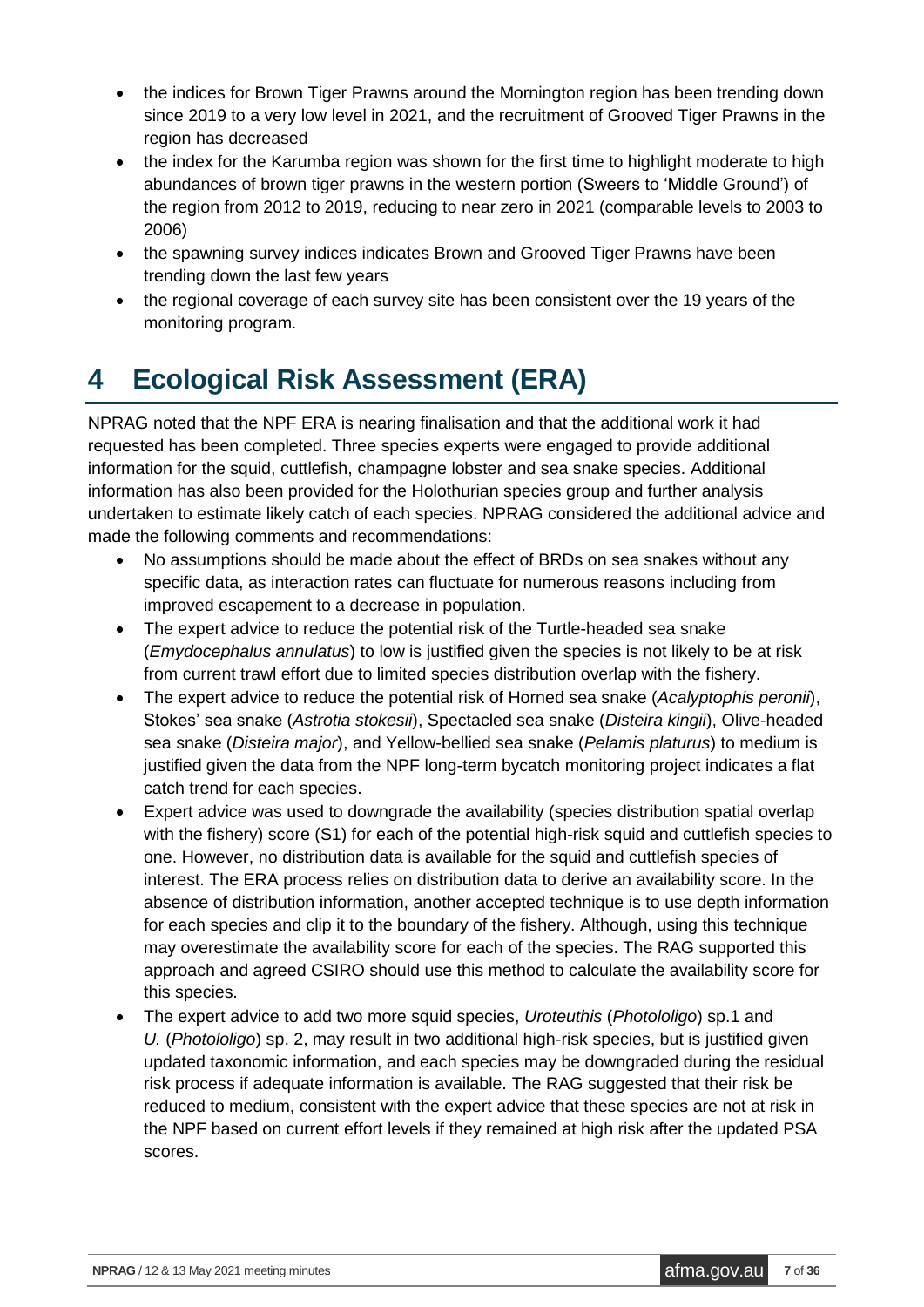- the indices for Brown Tiger Prawns around the Mornington region has been trending down since 2019 to a very low level in 2021, and the recruitment of Grooved Tiger Prawns in the region has decreased
- the index for the Karumba region was shown for the first time to highlight moderate to high abundances of brown tiger prawns in the western portion (Sweers to 'Middle Ground') of the region from 2012 to 2019, reducing to near zero in 2021 (comparable levels to 2003 to 2006)
- the spawning survey indices indicates Brown and Grooved Tiger Prawns have been trending down the last few years
- the regional coverage of each survey site has been consistent over the 19 years of the monitoring program.

# 4 Ecological Risk Assessment (ERA)

NPRAG noted that the NPF ERA is nearing finalisation and that the additional work it had requested has been completed. Three species experts were engaged to provide additional information for the squid, cuttlefish, champagne lobster and sea snake species. Additional information has also been provided for the Holothurian species group and further analysis undertaken to estimate likely catch of each species. NPRAG considered the additional advice and made the following comments and recommendations:

- No assumptions should be made about the effect of BRDs on sea snakes without any specific data, as interaction rates can fluctuate for numerous reasons including from improved escapement to a decrease in population.
- The expert advice to reduce the potential risk of the Turtle-headed sea snake (*Emydocephalus annulatus*) to low is justified given the species is not likely to be at risk from current trawl effort due to limited species distribution overlap with the fishery.
- The expert advice to reduce the potential risk of Horned sea snake (*Acalyptophis peronii*), Stokes' sea snake (*Astrotia stokesii*), Spectacled sea snake (*Disteira kingii*), Olive-headed sea snake (*Disteira major*), and Yellow-bellied sea snake (*Pelamis platurus*) to medium is justified given the data from the NPF long-term bycatch monitoring project indicates a flat catch trend for each species.
- Expert advice was used to downgrade the availability (species distribution spatial overlap with the fishery) score (S1) for each of the potential high-risk squid and cuttlefish species to one. However, no distribution data is available for the squid and cuttlefish species of interest. The ERA process relies on distribution data to derive an availability score. In the absence of distribution information, another accepted technique is to use depth information for each species and clip it to the boundary of the fishery. Although, using this technique may overestimate the availability score for each of the species. The RAG supported this approach and agreed CSIRO should use this method to calculate the availability score for this species.
- The expert advice to add two more squid species, *Uroteuthis* (*Photololigo*) sp.1 and *U.* (*Photololigo*) sp. 2, may result in two additional high-risk species, but is justified given updated taxonomic information, and each species may be downgraded during the residual risk process if adequate information is available. The RAG suggested that their risk be reduced to medium, consistent with the expert advice that these species are not at risk in the NPF based on current effort levels if they remained at high risk after the updated PSA scores.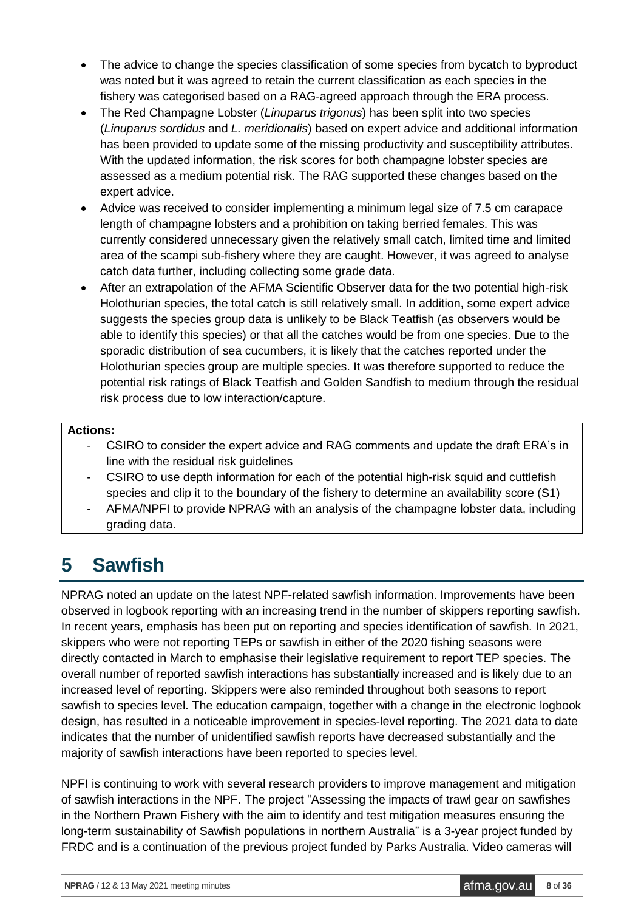- The advice to change the species classification of some species from bycatch to byproduct was noted but it was agreed to retain the current classification as each species in the fishery was categorised based on a RAG-agreed approach through the ERA process.
- The Red Champagne Lobster (*Linuparus trigonus*) has been split into two species (*Linuparus sordidus* and *L. meridionalis*) based on expert advice and additional information has been provided to update some of the missing productivity and susceptibility attributes. With the updated information, the risk scores for both champagne lobster species are assessed as a medium potential risk. The RAG supported these changes based on the expert advice.
- Advice was received to consider implementing a minimum legal size of 7.5 cm carapace length of champagne lobsters and a prohibition on taking berried females. This was currently considered unnecessary given the relatively small catch, limited time and limited area of the scampi sub-fishery where they are caught. However, it was agreed to analyse catch data further, including collecting some grade data.
- After an extrapolation of the AFMA Scientific Observer data for the two potential high-risk Holothurian species, the total catch is still relatively small. In addition, some expert advice suggests the species group data is unlikely to be Black Teatfish (as observers would be able to identify this species) or that all the catches would be from one species. Due to the sporadic distribution of sea cucumbers, it is likely that the catches reported under the Holothurian species group are multiple species. It was therefore supported to reduce the potential risk ratings of Black Teatfish and Golden Sandfish to medium through the residual risk process due to low interaction/capture.

**Actions:**

- CSIRO to consider the expert advice and RAG comments and update the draft ERA's in line with the residual risk guidelines
- CSIRO to use depth information for each of the potential high-risk squid and cuttlefish species and clip it to the boundary of the fishery to determine an availability score (S1)
- AFMA/NPFI to provide NPRAG with an analysis of the champagne lobster data, including grading data.

# 5 Sawfish

NPRAG noted an update on the latest NPF-related sawfish information. Improvements have been observed in logbook reporting with an increasing trend in the number of skippers reporting sawfish. In recent years, emphasis has been put on reporting and species identification of sawfish. In 2021, skippers who were not reporting TEPs or sawfish in either of the 2020 fishing seasons were directly contacted in March to emphasise their legislative requirement to report TEP species. The overall number of reported sawfish interactions has substantially increased and is likely due to an increased level of reporting. Skippers were also reminded throughout both seasons to report sawfish to species level. The education campaign, together with a change in the electronic logbook design, has resulted in a noticeable improvement in species-level reporting. The 2021 data to date indicates that the number of unidentified sawfish reports have decreased substantially and the majority of sawfish interactions have been reported to species level.

NPFI is continuing to work with several research providers to improve management and mitigation of sawfish interactions in the NPF. The project "Assessing the impacts of trawl gear on sawfishes in the Northern Prawn Fishery with the aim to identify and test mitigation measures ensuring the long-term sustainability of Sawfish populations in northern Australia" is a 3-year project funded by FRDC and is a continuation of the previous project funded by Parks Australia. Video cameras will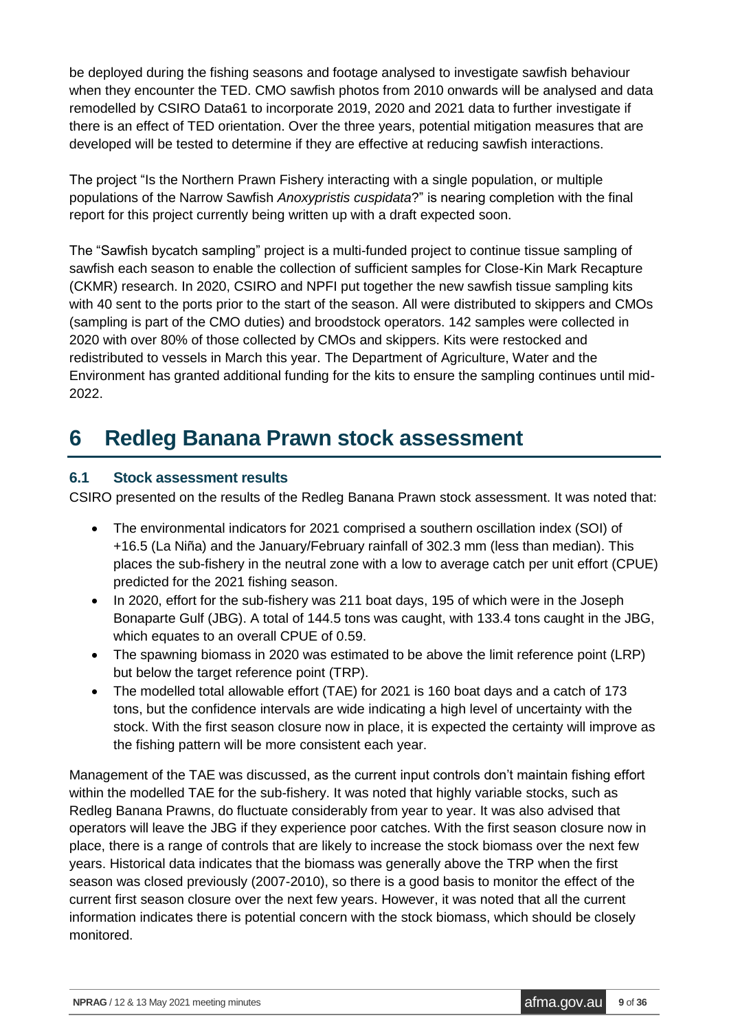be deployed during the fishing seasons and footage analysed to investigate sawfish behaviour when they encounter the TED. CMO sawfish photos from 2010 onwards will be analysed and data remodelled by CSIRO Data61 to incorporate 2019, 2020 and 2021 data to further investigate if there is an effect of TED orientation. Over the three years, potential mitigation measures that are developed will be tested to determine if they are effective at reducing sawfish interactions.

The project "Is the Northern Prawn Fishery interacting with a single population, or multiple populations of the Narrow Sawfish *Anoxypristis cuspidata*?" is nearing completion with the final report for this project currently being written up with a draft expected soon.

The "Sawfish bycatch sampling" project is a multi-funded project to continue tissue sampling of sawfish each season to enable the collection of sufficient samples for Close-Kin Mark Recapture (CKMR) research. In 2020, CSIRO and NPFI put together the new sawfish tissue sampling kits with 40 sent to the ports prior to the start of the season. All were distributed to skippers and CMOs (sampling is part of the CMO duties) and broodstock operators. 142 samples were collected in 2020 with over 80% of those collected by CMOs and skippers. Kits were restocked and redistributed to vessels in March this year. The Department of Agriculture, Water and the Environment has granted additional funding for the kits to ensure the sampling continues until mid-2022.

# 6 Redleg Banana Prawn stock assessment

### 6.1 Stock assessment results

CSIRO presented on the results of the Redleg Banana Prawn stock assessment. It was noted that:

- The environmental indicators for 2021 comprised a southern oscillation index (SOI) of +16.5 (La Niña) and the January/February rainfall of 302.3 mm (less than median). This places the sub-fishery in the neutral zone with a low to average catch per unit effort (CPUE) predicted for the 2021 fishing season.
- In 2020, effort for the sub-fishery was 211 boat days, 195 of which were in the Joseph Bonaparte Gulf (JBG). A total of 144.5 tons was caught, with 133.4 tons caught in the JBG, which equates to an overall CPUE of 0.59.
- The spawning biomass in 2020 was estimated to be above the limit reference point (LRP) but below the target reference point (TRP).
- The modelled total allowable effort (TAE) for 2021 is 160 boat days and a catch of 173 tons, but the confidence intervals are wide indicating a high level of uncertainty with the stock. With the first season closure now in place, it is expected the certainty will improve as the fishing pattern will be more consistent each year.

Management of the TAE was discussed, as the current input controls don't maintain fishing effort within the modelled TAE for the sub-fishery. It was noted that highly variable stocks, such as Redleg Banana Prawns, do fluctuate considerably from year to year. It was also advised that operators will leave the JBG if they experience poor catches. With the first season closure now in place, there is a range of controls that are likely to increase the stock biomass over the next few years. Historical data indicates that the biomass was generally above the TRP when the first season was closed previously (2007-2010), so there is a good basis to monitor the effect of the current first season closure over the next few years. However, it was noted that all the current information indicates there is potential concern with the stock biomass, which should be closely monitored.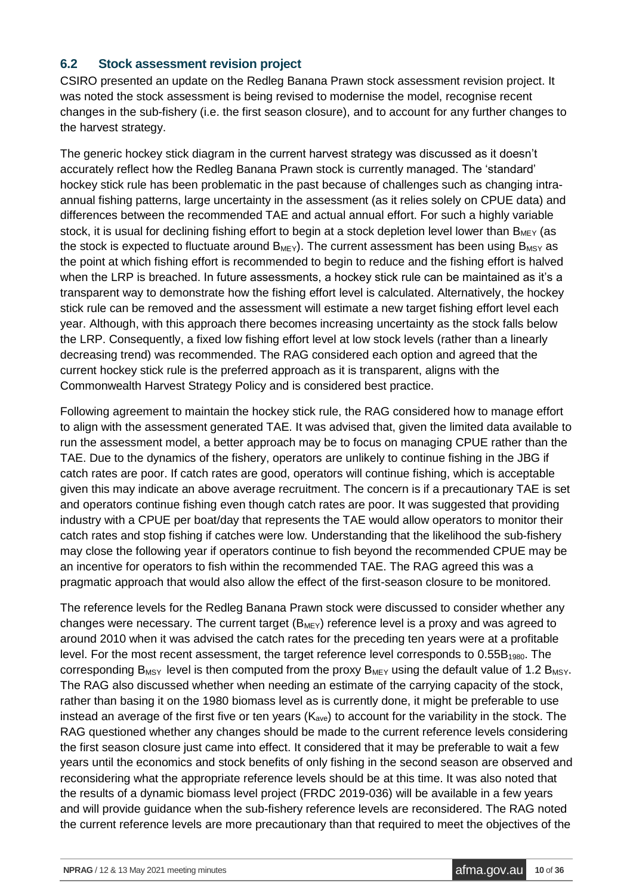## 6.2 Stock assessment revision project

CSIRO presented an update on the Redleg Banana Prawn stock assessment revision project. It was noted the stock assessment is being revised to modernise the model, recognise recent changes in the sub-fishery (i.e. the first season closure), and to account for any further changes to the harvest strategy.

The generic hockey stick diagram in the current harvest strategy was discussed as it doesn't accurately reflect how the Redleg Banana Prawn stock is currently managed. The 'standard' hockey stick rule has been problematic in the past because of challenges such as changing intra-annual fishing patterns, large uncertainty in the assessment (as it relies solely on CPUE data) and differences between the recommended TAE and actual annual effort. For such a highly variable stock, it is usual for declining fishing effort to begin at a stock depletion level lower than $B_{MEY}$ (as the stock is expected to fluctuate around $B_{MEY}$). The current assessment has been using $B_{MSY}$ as the point at which fishing effort is recommended to begin to reduce and the fishing effort is halved when the LRP is breached. In future assessments, a hockey stick rule can be maintained as it's a transparent way to demonstrate how the fishing effort level is calculated. Alternatively, the hockey stick rule can be removed and the assessment will estimate a new target fishing effort level each year. Although, with this approach there becomes increasing uncertainty as the stock falls below the LRP. Consequently, a fixed low fishing effort level at low stock levels (rather than a linearly decreasing trend) was recommended. The RAG considered each option and agreed that the current hockey stick rule is the preferred approach as it is transparent, aligns with the Commonwealth Harvest Strategy Policy and is considered best practice.

Following agreement to maintain the hockey stick rule, the RAG considered how to manage effort to align with the assessment generated TAE. It was advised that, given the limited data available to run the assessment model, a better approach may be to focus on managing CPUE rather than the TAE. Due to the dynamics of the fishery, operators are unlikely to continue fishing in the JBG if catch rates are poor. If catch rates are good, operators will continue fishing, which is acceptable given this may indicate an above average recruitment. The concern is if a precautionary TAE is set and operators continue fishing even though catch rates are poor. It was suggested that providing industry with a CPUE per boat/day that represents the TAE would allow operators to monitor their catch rates and stop fishing if catches were low. Understanding that the likelihood the sub-fishery may close the following year if operators continue to fish beyond the recommended CPUE may be an incentive for operators to fish within the recommended TAE. The RAG agreed this was a pragmatic approach that would also allow the effect of the first-season closure to be monitored.

The reference levels for the Redleg Banana Prawn stock were discussed to consider whether any changes were necessary. The current target ($B_{MEY}$) reference level is a proxy and was agreed to around 2010 when it was advised the catch rates for the preceding ten years were at a profitable level. For the most recent assessment, the target reference level corresponds to $0.55B_{1980}$. The corresponding $B_{MSY}$ level is then computed from the proxy $B_{MEY}$ using the default value of 1.2 $B_{MSY}$. The RAG also discussed whether when needing an estimate of the carrying capacity of the stock, rather than basing it on the 1980 biomass level as is currently done, it might be preferable to use instead an average of the first five or ten years ($K_{ave}$) to account for the variability in the stock. The RAG questioned whether any changes should be made to the current reference levels considering the first season closure just came into effect. It considered that it may be preferable to wait a few years until the economics and stock benefits of only fishing in the second season are observed and reconsidering what the appropriate reference levels should be at this time. It was also noted that the results of a dynamic biomass level project (FRDC 2019-036) will be available in a few years and will provide guidance when the sub-fishery reference levels are reconsidered. The RAG noted the current reference levels are more precautionary than that required to meet the objectives of the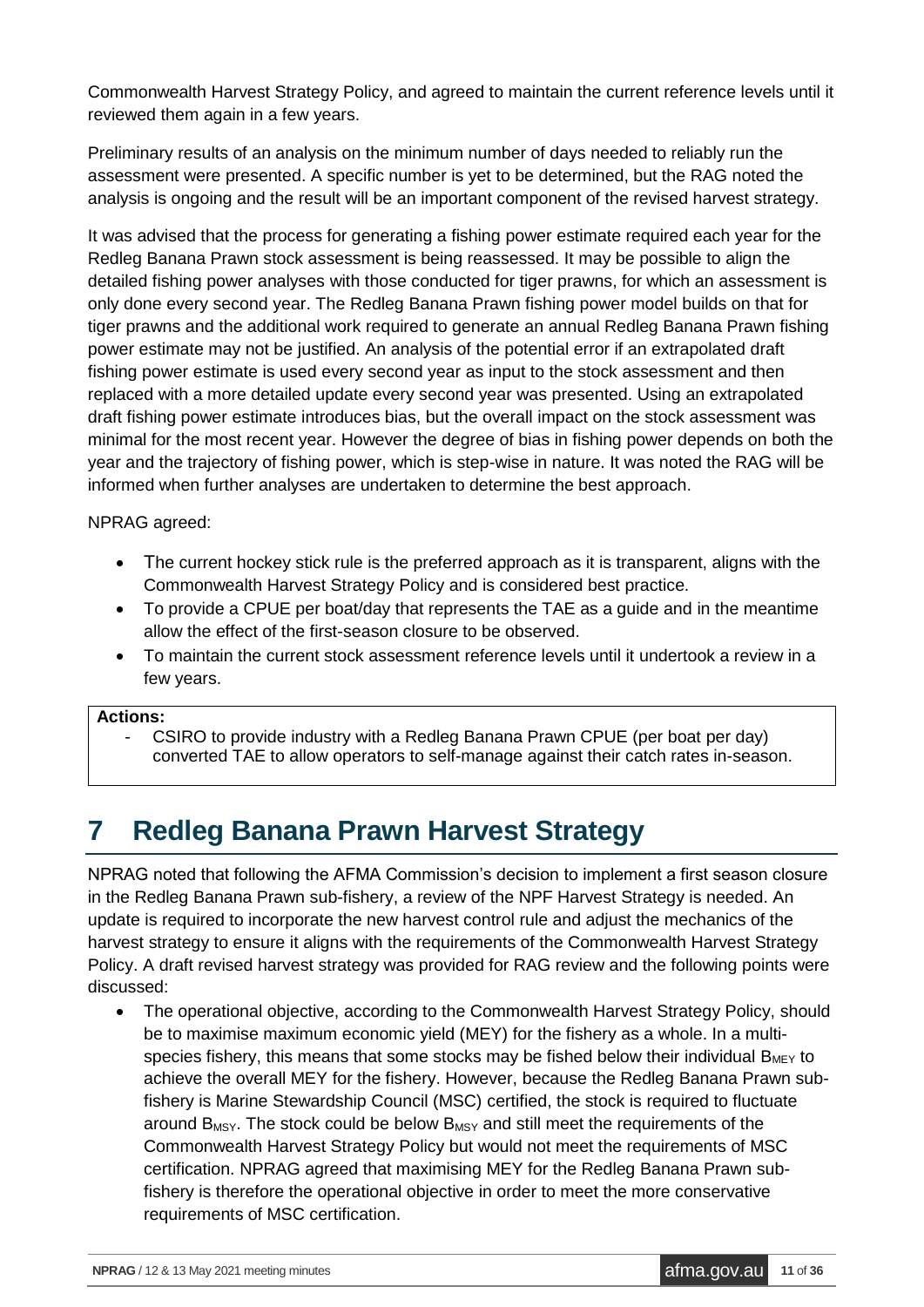Commonwealth Harvest Strategy Policy, and agreed to maintain the current reference levels until it reviewed them again in a few years.

Preliminary results of an analysis on the minimum number of days needed to reliably run the assessment were presented. A specific number is yet to be determined, but the RAG noted the analysis is ongoing and the result will be an important component of the revised harvest strategy.

It was advised that the process for generating a fishing power estimate required each year for the Redleg Banana Prawn stock assessment is being reassessed. It may be possible to align the detailed fishing power analyses with those conducted for tiger prawns, for which an assessment is only done every second year. The Redleg Banana Prawn fishing power model builds on that for tiger prawns and the additional work required to generate an annual Redleg Banana Prawn fishing power estimate may not be justified. An analysis of the potential error if an extrapolated draft fishing power estimate is used every second year as input to the stock assessment and then replaced with a more detailed update every second year was presented. Using an extrapolated draft fishing power estimate introduces bias, but the overall impact on the stock assessment was minimal for the most recent year. However the degree of bias in fishing power depends on both the year and the trajectory of fishing power, which is step-wise in nature. It was noted the RAG will be informed when further analyses are undertaken to determine the best approach.

NPRAG agreed:

- The current hockey stick rule is the preferred approach as it is transparent, aligns with the Commonwealth Harvest Strategy Policy and is considered best practice.
- To provide a CPUE per boat/day that represents the TAE as a guide and in the meantime allow the effect of the first-season closure to be observed.
- To maintain the current stock assessment reference levels until it undertook a review in a few years.

**Actions:**

- CSIRO to provide industry with a Redleg Banana Prawn CPUE (per boat per day) converted TAE to allow operators to self-manage against their catch rates in-season.

# 7 Redleg Banana Prawn Harvest Strategy

NPRAG noted that following the AFMA Commission's decision to implement a first season closure in the Redleg Banana Prawn sub-fishery, a review of the NPF Harvest Strategy is needed. An update is required to incorporate the new harvest control rule and adjust the mechanics of the harvest strategy to ensure it aligns with the requirements of the Commonwealth Harvest Strategy Policy. A draft revised harvest strategy was provided for RAG review and the following points were discussed:

- The operational objective, according to the Commonwealth Harvest Strategy Policy, should be to maximise maximum economic yield (MEY) for the fishery as a whole. In a multi-species fishery, this means that some stocks may be fished below their individual $B_{MEY}$ to achieve the overall MEY for the fishery. However, because the Redleg Banana Prawn sub-fishery is Marine Stewardship Council (MSC) certified, the stock is required to fluctuate around $B_{MSY}$. The stock could be below $B_{MSY}$ and still meet the requirements of the Commonwealth Harvest Strategy Policy but would not meet the requirements of MSC certification. NPRAG agreed that maximising MEY for the Redleg Banana Prawn sub-fishery is therefore the operational objective in order to meet the more conservative requirements of MSC certification.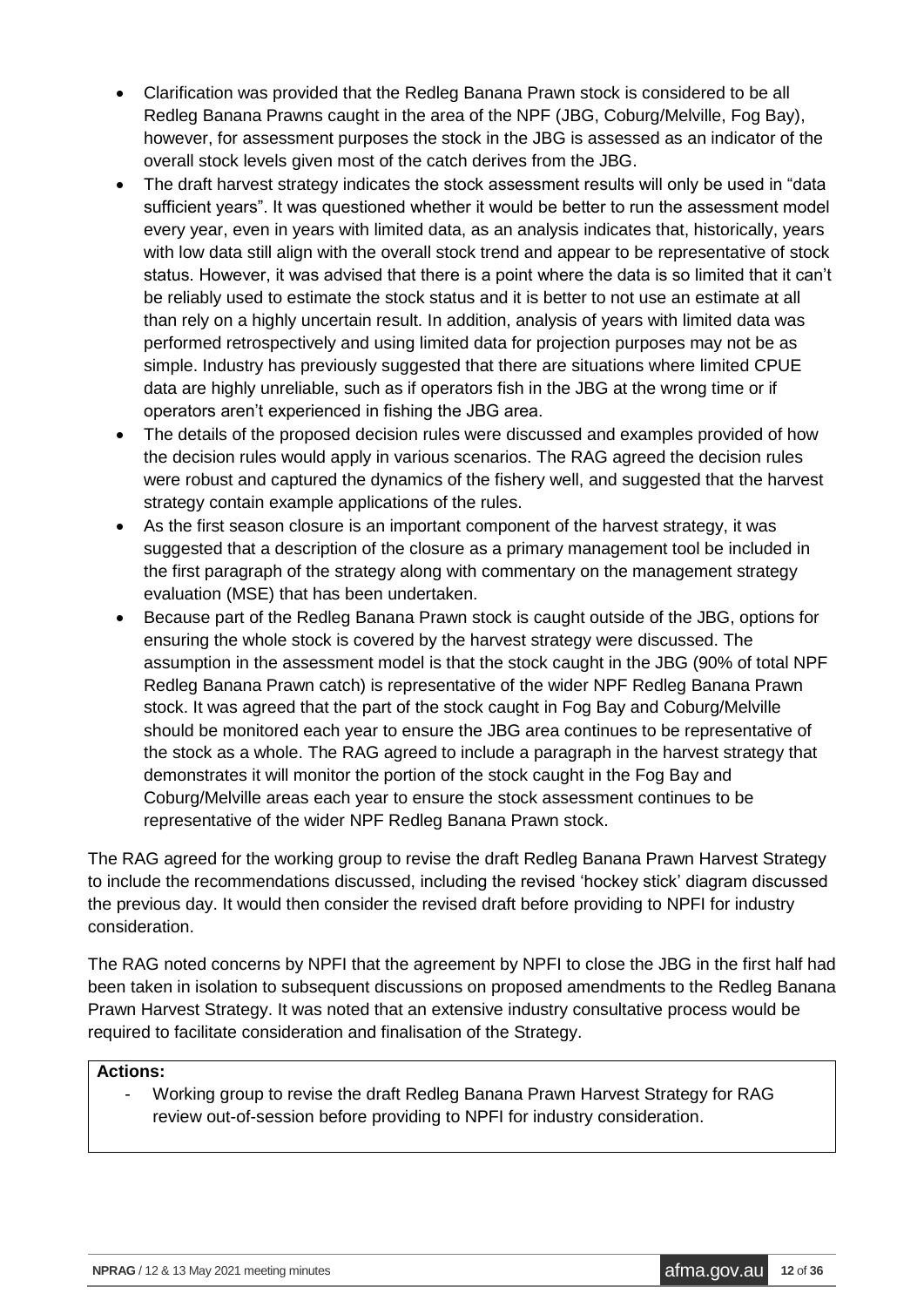- Clarification was provided that the Redleg Banana Prawn stock is considered to be all Redleg Banana Prawns caught in the area of the NPF (JBG, Coburg/Melville, Fog Bay), however, for assessment purposes the stock in the JBG is assessed as an indicator of the overall stock levels given most of the catch derives from the JBG.
- The draft harvest strategy indicates the stock assessment results will only be used in "data sufficient years". It was questioned whether it would be better to run the assessment model every year, even in years with limited data, as an analysis indicates that, historically, years with low data still align with the overall stock trend and appear to be representative of stock status. However, it was advised that there is a point where the data is so limited that it can't be reliably used to estimate the stock status and it is better to not use an estimate at all than rely on a highly uncertain result. In addition, analysis of years with limited data was performed retrospectively and using limited data for projection purposes may not be as simple. Industry has previously suggested that there are situations where limited CPUE data are highly unreliable, such as if operators fish in the JBG at the wrong time or if operators aren't experienced in fishing the JBG area.
- The details of the proposed decision rules were discussed and examples provided of how the decision rules would apply in various scenarios. The RAG agreed the decision rules were robust and captured the dynamics of the fishery well, and suggested that the harvest strategy contain example applications of the rules.
- As the first season closure is an important component of the harvest strategy, it was suggested that a description of the closure as a primary management tool be included in the first paragraph of the strategy along with commentary on the management strategy evaluation (MSE) that has been undertaken.
- Because part of the Redleg Banana Prawn stock is caught outside of the JBG, options for ensuring the whole stock is covered by the harvest strategy were discussed. The assumption in the assessment model is that the stock caught in the JBG (90% of total NPF Redleg Banana Prawn catch) is representative of the wider NPF Redleg Banana Prawn stock. It was agreed that the part of the stock caught in Fog Bay and Coburg/Melville should be monitored each year to ensure the JBG area continues to be representative of the stock as a whole. The RAG agreed to include a paragraph in the harvest strategy that demonstrates it will monitor the portion of the stock caught in the Fog Bay and Coburg/Melville areas each year to ensure the stock assessment continues to be representative of the wider NPF Redleg Banana Prawn stock.

The RAG agreed for the working group to revise the draft Redleg Banana Prawn Harvest Strategy to include the recommendations discussed, including the revised 'hockey stick' diagram discussed the previous day. It would then consider the revised draft before providing to NPFI for industry consideration.

The RAG noted concerns by NPFI that the agreement by NPFI to close the JBG in the first half had been taken in isolation to subsequent discussions on proposed amendments to the Redleg Banana Prawn Harvest Strategy. It was noted that an extensive industry consultative process would be required to facilitate consideration and finalisation of the Strategy.

**Actions:**

- Working group to revise the draft Redleg Banana Prawn Harvest Strategy for RAG review out-of-session before providing to NPFI for industry consideration.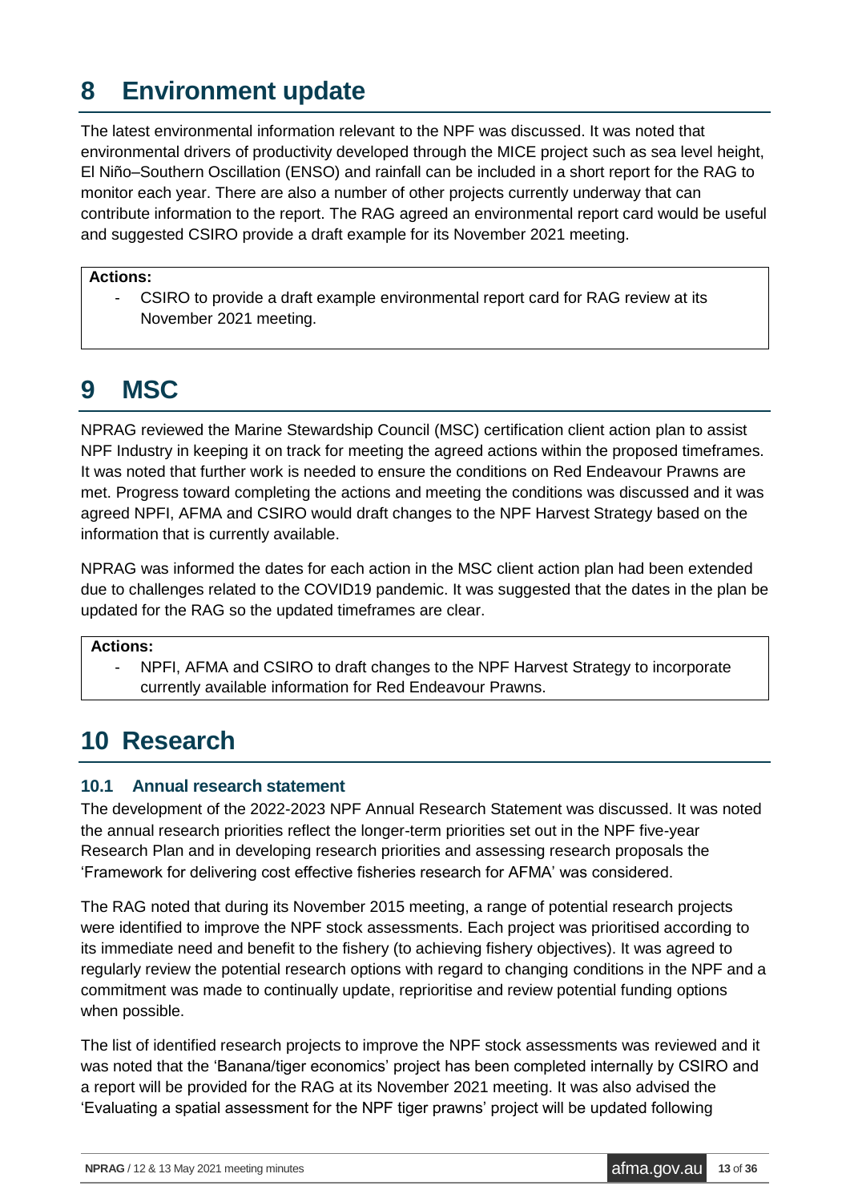# 8 Environment update

The latest environmental information relevant to the NPF was discussed. It was noted that environmental drivers of productivity developed through the MICE project such as sea level height, El Niño–Southern Oscillation (ENSO) and rainfall can be included in a short report for the RAG to monitor each year. There are also a number of other projects currently underway that can contribute information to the report. The RAG agreed an environmental report card would be useful and suggested CSIRO provide a draft example for its November 2021 meeting.

**Actions:**

- CSIRO to provide a draft example environmental report card for RAG review at its November 2021 meeting.

# 9 MSC

NPRAG reviewed the Marine Stewardship Council (MSC) certification client action plan to assist NPF Industry in keeping it on track for meeting the agreed actions within the proposed timeframes. It was noted that further work is needed to ensure the conditions on Red Endeavour Prawns are met. Progress toward completing the actions and meeting the conditions was discussed and it was agreed NPFI, AFMA and CSIRO would draft changes to the NPF Harvest Strategy based on the information that is currently available.

NPRAG was informed the dates for each action in the MSC client action plan had been extended due to challenges related to the COVID19 pandemic. It was suggested that the dates in the plan be updated for the RAG so the updated timeframes are clear.

**Actions:**

- NPFI, AFMA and CSIRO to draft changes to the NPF Harvest Strategy to incorporate currently available information for Red Endeavour Prawns.

# 10 Research

## 10.1 Annual research statement

The development of the 2022-2023 NPF Annual Research Statement was discussed. It was noted the annual research priorities reflect the longer-term priorities set out in the NPF five-year Research Plan and in developing research priorities and assessing research proposals the 'Framework for delivering cost effective fisheries research for AFMA' was considered.

The RAG noted that during its November 2015 meeting, a range of potential research projects were identified to improve the NPF stock assessments. Each project was prioritised according to its immediate need and benefit to the fishery (to achieving fishery objectives). It was agreed to regularly review the potential research options with regard to changing conditions in the NPF and a commitment was made to continually update, reprioritise and review potential funding options when possible.

The list of identified research projects to improve the NPF stock assessments was reviewed and it was noted that the 'Banana/tiger economics' project has been completed internally by CSIRO and a report will be provided for the RAG at its November 2021 meeting. It was also advised the 'Evaluating a spatial assessment for the NPF tiger prawns' project will be updated following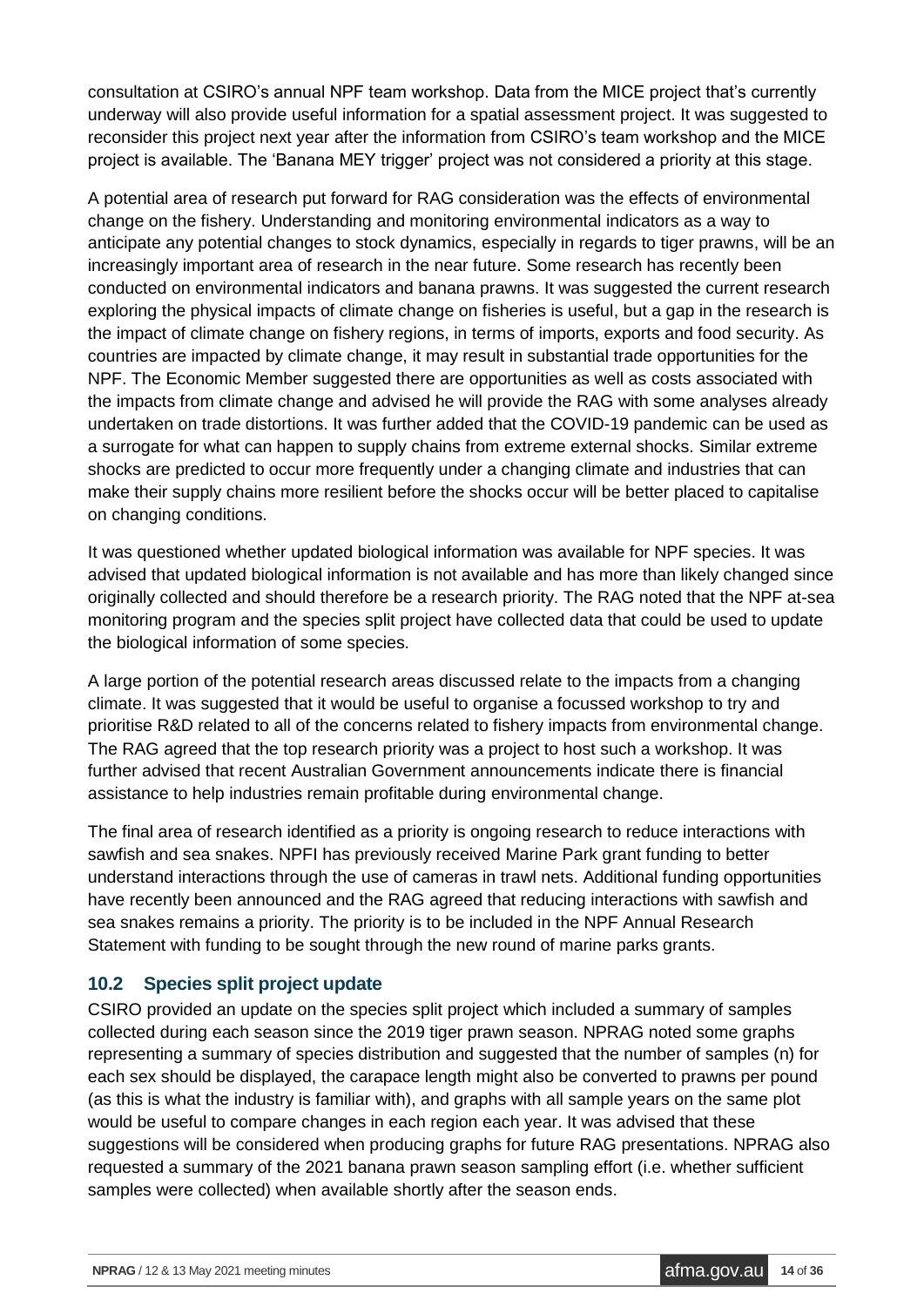consultation at CSIRO's annual NPF team workshop. Data from the MICE project that's currently underway will also provide useful information for a spatial assessment project. It was suggested to reconsider this project next year after the information from CSIRO's team workshop and the MICE project is available. The 'Banana MEY trigger' project was not considered a priority at this stage.

A potential area of research put forward for RAG consideration was the effects of environmental change on the fishery. Understanding and monitoring environmental indicators as a way to anticipate any potential changes to stock dynamics, especially in regards to tiger prawns, will be an increasingly important area of research in the near future. Some research has recently been conducted on environmental indicators and banana prawns. It was suggested the current research exploring the physical impacts of climate change on fisheries is useful, but a gap in the research is the impact of climate change on fishery regions, in terms of imports, exports and food security. As countries are impacted by climate change, it may result in substantial trade opportunities for the NPF. The Economic Member suggested there are opportunities as well as costs associated with the impacts from climate change and advised he will provide the RAG with some analyses already undertaken on trade distortions. It was further added that the COVID-19 pandemic can be used as a surrogate for what can happen to supply chains from extreme external shocks. Similar extreme shocks are predicted to occur more frequently under a changing climate and industries that can make their supply chains more resilient before the shocks occur will be better placed to capitalise on changing conditions.

It was questioned whether updated biological information was available for NPF species. It was advised that updated biological information is not available and has more than likely changed since originally collected and should therefore be a research priority. The RAG noted that the NPF at-sea monitoring program and the species split project have collected data that could be used to update the biological information of some species.

A large portion of the potential research areas discussed relate to the impacts from a changing climate. It was suggested that it would be useful to organise a focussed workshop to try and prioritise R&D related to all of the concerns related to fishery impacts from environmental change. The RAG agreed that the top research priority was a project to host such a workshop. It was further advised that recent Australian Government announcements indicate there is financial assistance to help industries remain profitable during environmental change.

The final area of research identified as a priority is ongoing research to reduce interactions with sawfish and sea snakes. NPFI has previously received Marine Park grant funding to better understand interactions through the use of cameras in trawl nets. Additional funding opportunities have recently been announced and the RAG agreed that reducing interactions with sawfish and sea snakes remains a priority. The priority is to be included in the NPF Annual Research Statement with funding to be sought through the new round of marine parks grants.

## 10.2 Species split project update

CSIRO provided an update on the species split project which included a summary of samples collected during each season since the 2019 tiger prawn season. NPRAG noted some graphs representing a summary of species distribution and suggested that the number of samples (n) for each sex should be displayed, the carapace length might also be converted to prawns per pound (as this is what the industry is familiar with), and graphs with all sample years on the same plot would be useful to compare changes in each region each year. It was advised that these suggestions will be considered when producing graphs for future RAG presentations. NPRAG also requested a summary of the 2021 banana prawn season sampling effort (i.e. whether sufficient samples were collected) when available shortly after the season ends.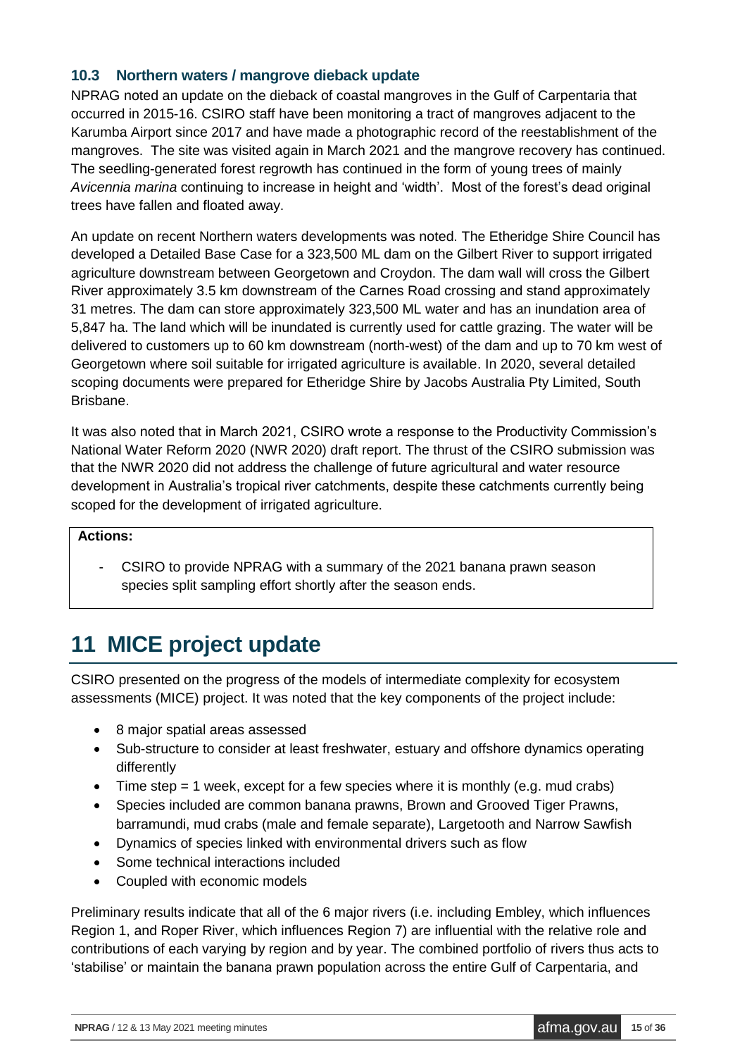### 10.3 Northern waters / mangrove dieback update

NPRAG noted an update on the dieback of coastal mangroves in the Gulf of Carpentaria that occurred in 2015-16. CSIRO staff have been monitoring a tract of mangroves adjacent to the Karumba Airport since 2017 and have made a photographic record of the reestablishment of the mangroves. The site was visited again in March 2021 and the mangrove recovery has continued. The seedling-generated forest regrowth has continued in the form of young trees of mainly *Avicennia marina* continuing to increase in height and 'width'. Most of the forest's dead original trees have fallen and floated away.

An update on recent Northern waters developments was noted. The Etheridge Shire Council has developed a Detailed Base Case for a 323,500 ML dam on the Gilbert River to support irrigated agriculture downstream between Georgetown and Croydon. The dam wall will cross the Gilbert River approximately 3.5 km downstream of the Carnes Road crossing and stand approximately 31 metres. The dam can store approximately 323,500 ML water and has an inundation area of 5,847 ha. The land which will be inundated is currently used for cattle grazing. The water will be delivered to customers up to 60 km downstream (north-west) of the dam and up to 70 km west of Georgetown where soil suitable for irrigated agriculture is available. In 2020, several detailed scoping documents were prepared for Etheridge Shire by Jacobs Australia Pty Limited, South Brisbane.

It was also noted that in March 2021, CSIRO wrote a response to the Productivity Commission's National Water Reform 2020 (NWR 2020) draft report. The thrust of the CSIRO submission was that the NWR 2020 did not address the challenge of future agricultural and water resource development in Australia's tropical river catchments, despite these catchments currently being scoped for the development of irrigated agriculture.

**Actions:**

- CSIRO to provide NPRAG with a summary of the 2021 banana prawn season species split sampling effort shortly after the season ends.

# 11 MICE project update

CSIRO presented on the progress of the models of intermediate complexity for ecosystem assessments (MICE) project. It was noted that the key components of the project include:

- 8 major spatial areas assessed
- Sub-structure to consider at least freshwater, estuary and offshore dynamics operating differently
- Time step = 1 week, except for a few species where it is monthly (e.g. mud crabs)
- Species included are common banana prawns, Brown and Grooved Tiger Prawns, barramundi, mud crabs (male and female separate), Largetooth and Narrow Sawfish
- Dynamics of species linked with environmental drivers such as flow
- Some technical interactions included
- Coupled with economic models

Preliminary results indicate that all of the 6 major rivers (i.e. including Embley, which influences Region 1, and Roper River, which influences Region 7) are influential with the relative role and contributions of each varying by region and by year. The combined portfolio of rivers thus acts to 'stabilise' or maintain the banana prawn population across the entire Gulf of Carpentaria, and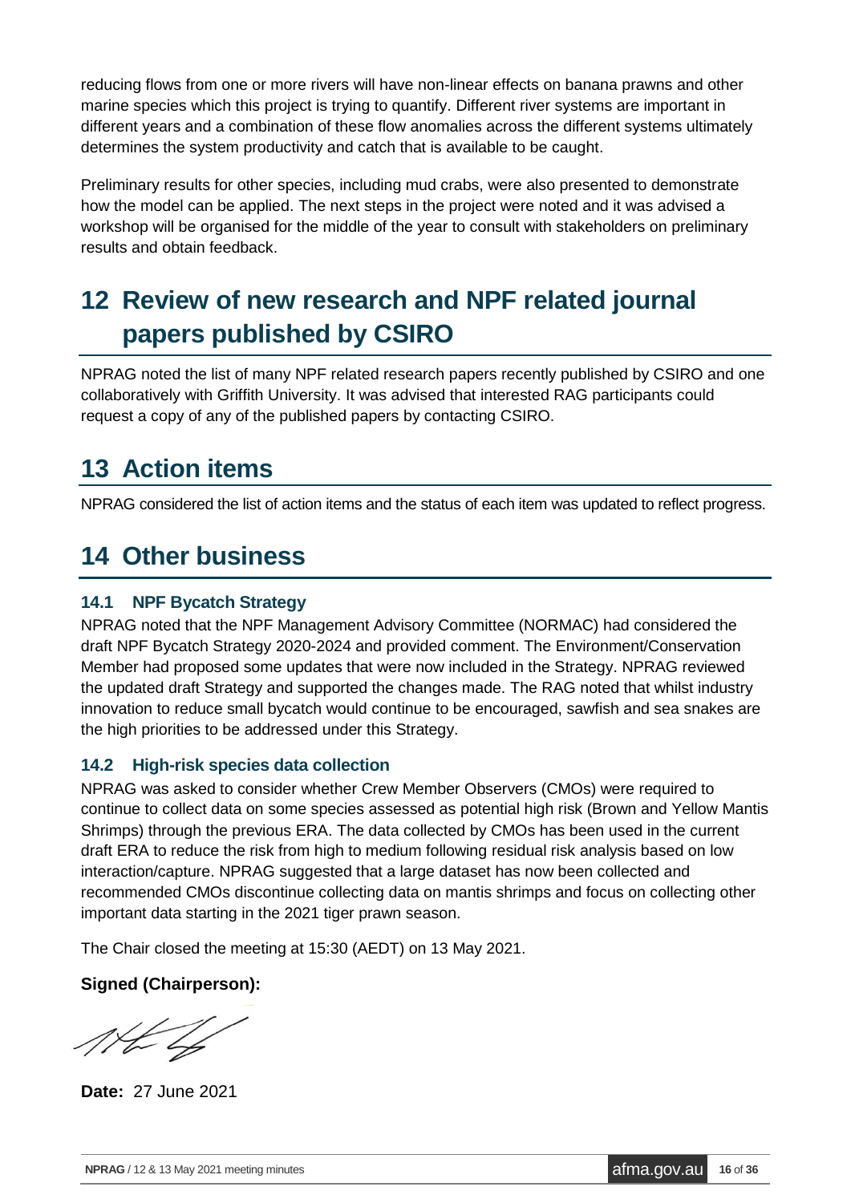reducing flows from one or more rivers will have non-linear effects on banana prawns and other marine species which this project is trying to quantify. Different river systems are important in different years and a combination of these flow anomalies across the different systems ultimately determines the system productivity and catch that is available to be caught.

Preliminary results for other species, including mud crabs, were also presented to demonstrate how the model can be applied. The next steps in the project were noted and it was advised a workshop will be organised for the middle of the year to consult with stakeholders on preliminary results and obtain feedback.

# 12 Review of new research and NPF related journal papers published by CSIRO

NPRAG noted the list of many NPF related research papers recently published by CSIRO and one collaboratively with Griffith University. It was advised that interested RAG participants could request a copy of any of the published papers by contacting CSIRO.

# 13 Action items

NPRAG considered the list of action items and the status of each item was updated to reflect progress.

# 14 Other business

## 14.1 NPF Bycatch Strategy

NPRAG noted that the NPF Management Advisory Committee (NORMAC) had considered the draft NPF Bycatch Strategy 2020-2024 and provided comment. The Environment/Conservation Member had proposed some updates that were now included in the Strategy. NPRAG reviewed the updated draft Strategy and supported the changes made. The RAG noted that whilst industry innovation to reduce small bycatch would continue to be encouraged, sawfish and sea snakes are the high priorities to be addressed under this Strategy.

## 14.2 High-risk species data collection

NPRAG was asked to consider whether Crew Member Observers (CMOs) were required to continue to collect data on some species assessed as potential high risk (Brown and Yellow Mantis Shrimps) through the previous ERA. The data collected by CMOs has been used in the current draft ERA to reduce the risk from high to medium following residual risk analysis based on low interaction/capture. NPRAG suggested that a large dataset has now been collected and recommended CMOs discontinue collecting data on mantis shrimps and focus on collecting other important data starting in the 2021 tiger prawn season.

The Chair closed the meeting at 15:30 (AEDT) on 13 May 2021.

**Signed (Chairperson):**

**Date:** 27 June 2021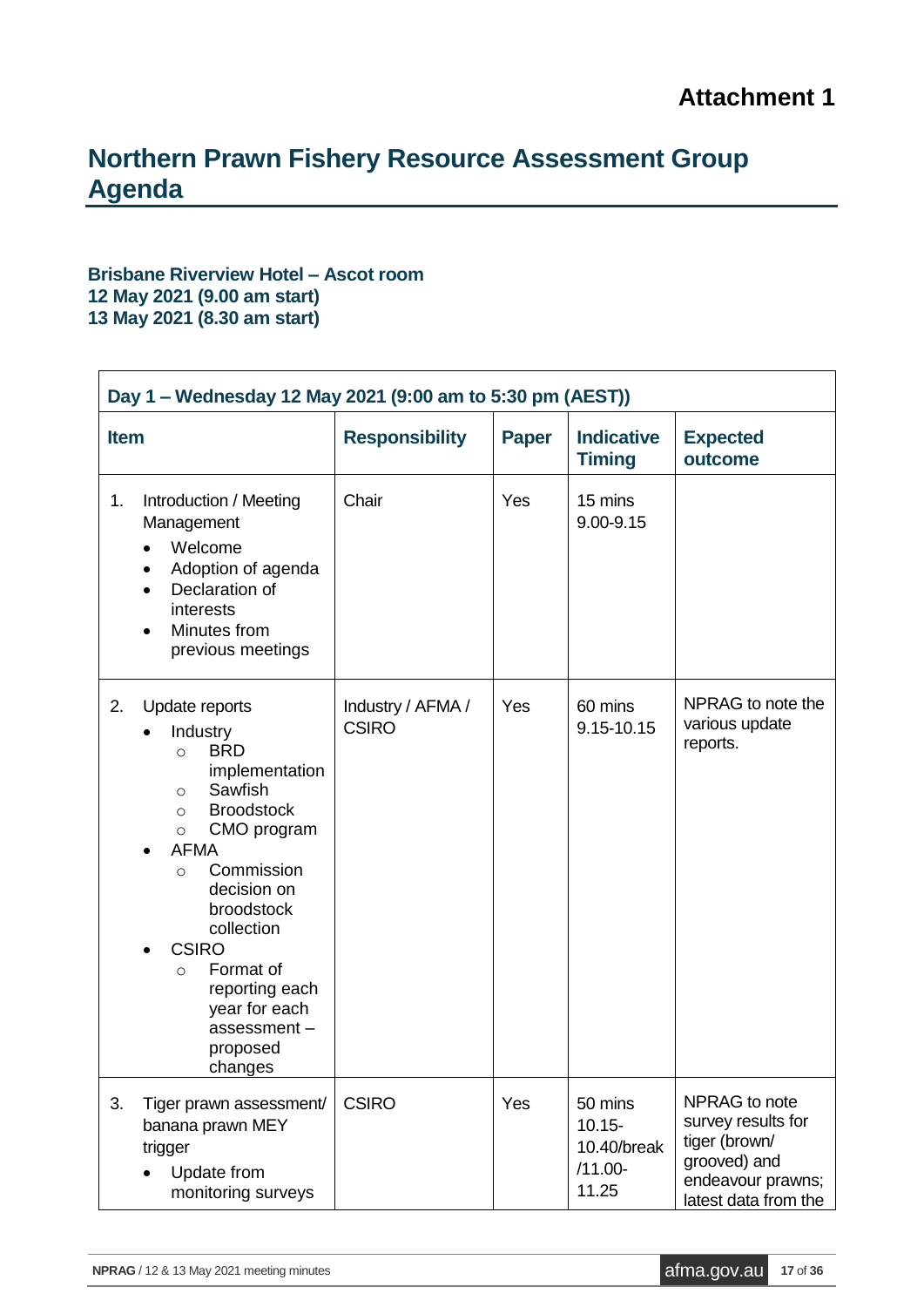# Attachment 1

# Northern Prawn Fishery Resource Assessment Group Agenda

**Brisbane Riverview Hotel – Ascot room**
**12 May 2021 (9.00 am start)**
**13 May 2021 (8.30 am start)**

| Day 1 – Wednesday 12 May 2021 (9:00 am to 5:30 pm (AEST)) | | | | |
|---|---|---|---|---|
| **Item** | **Responsibility** | **Paper** | **Indicative Timing** | **Expected outcome** |
| 1. Introduction / Meeting Management<br>• Welcome<br>• Adoption of agenda<br>• Declaration of interests<br>• Minutes from previous meetings | Chair | Yes | 15 mins<br>9.00-9.15 | |
| 2. Update reports<br>• Industry<br>  ○ BRD implementation<br>  ○ Sawfish<br>  ○ Broodstock<br>  ○ CMO program<br>• AFMA<br>  ○ Commission decision on broodstock collection<br>• CSIRO<br>  ○ Format of reporting each year for each assessment – proposed changes | Industry / AFMA / CSIRO | Yes | 60 mins<br>9.15-10.15 | NPRAG to note the various update reports. |
| 3. Tiger prawn assessment/ banana prawn MEY trigger<br>• Update from monitoring surveys | CSIRO | Yes | 50 mins<br>10.15-10.40/break /11.00-11.25 | NPRAG to note survey results for tiger (brown/ grooved) and endeavour prawns; latest data from the |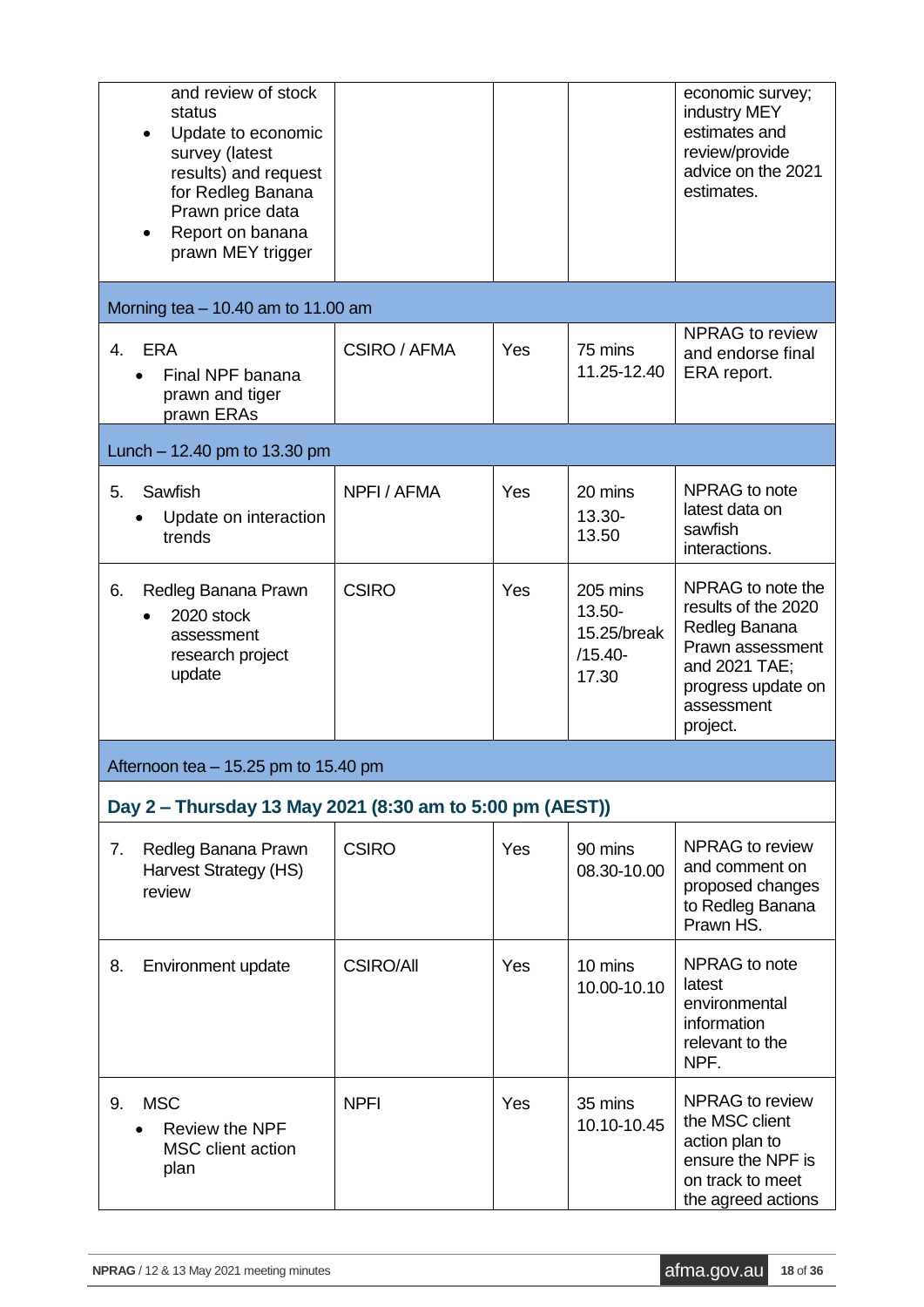| | | | | |
|---|---|---|---|---|
| and review of stock status<br>• Update to economic survey (latest results) and request for Redleg Banana Prawn price data<br>• Report on banana prawn MEY trigger | | | | economic survey; industry MEY estimates and review/provide advice on the 2021 estimates. |
| Morning tea – 10.40 am to 11.00 am | | | | |
| 4. ERA<br>• Final NPF banana prawn and tiger prawn ERAs | CSIRO / AFMA | Yes | 75 mins<br>11.25-12.40 | NPRAG to review and endorse final ERA report. |
| Lunch – 12.40 pm to 13.30 pm | | | | |
| 5. Sawfish<br>• Update on interaction trends | NPFI / AFMA | Yes | 20 mins<br>13.30-13.50 | NPRAG to note latest data on sawfish interactions. |
| 6. Redleg Banana Prawn<br>• 2020 stock assessment research project update | CSIRO | Yes | 205 mins<br>13.50-15.25/break/15.40-17.30 | NPRAG to note the results of the 2020 Redleg Banana Prawn assessment and 2021 TAE; progress update on assessment project. |
| Afternoon tea – 15.25 pm to 15.40 pm | | | | |
| **Day 2 – Thursday 13 May 2021 (8:30 am to 5:00 pm (AEST))** | | | | |
| 7. Redleg Banana Prawn Harvest Strategy (HS) review | CSIRO | Yes | 90 mins<br>08.30-10.00 | NPRAG to review and comment on proposed changes to Redleg Banana Prawn HS. |
| 8. Environment update | CSIRO/All | Yes | 10 mins<br>10.00-10.10 | NPRAG to note latest environmental information relevant to the NPF. |
| 9. MSC<br>• Review the NPF MSC client action plan | NPFI | Yes | 35 mins<br>10.10-10.45 | NPRAG to review the MSC client action plan to ensure the NPF is on track to meet the agreed actions |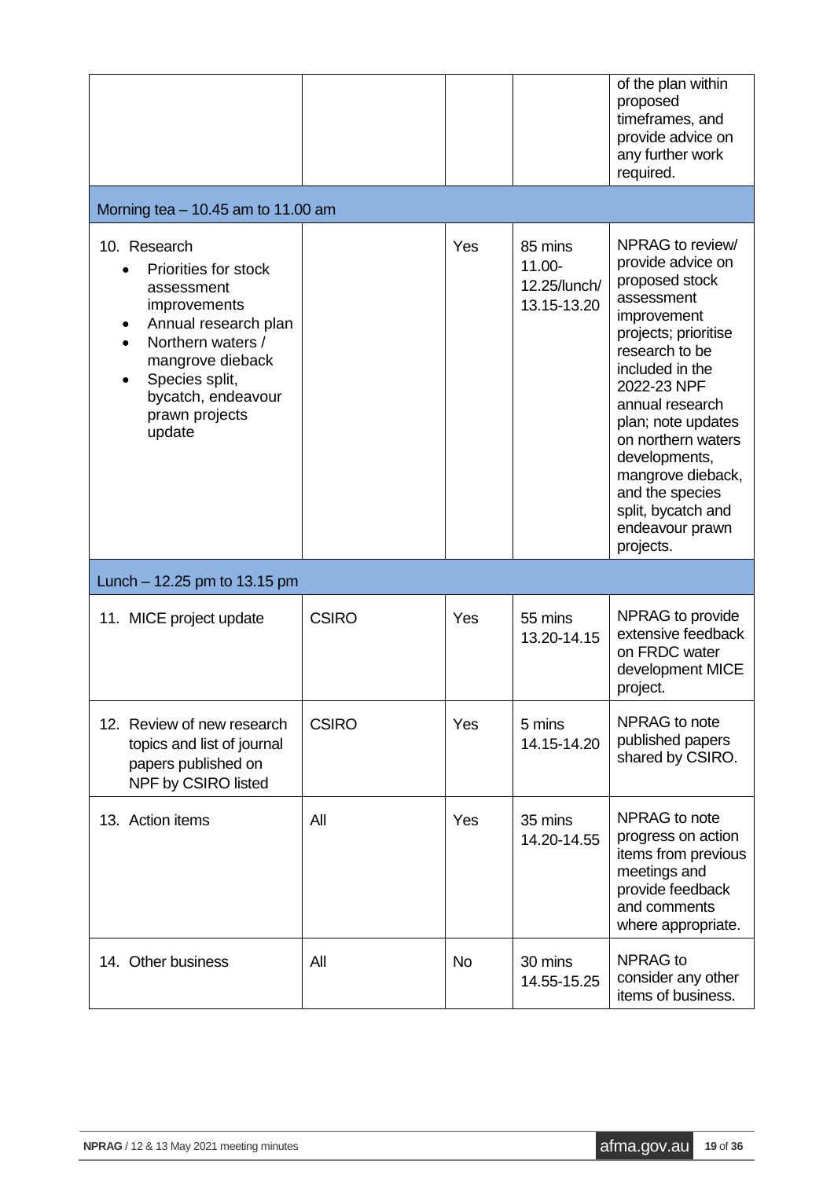| | | | | |
|---|---|---|---|---|
| | | | | of the plan within proposed timeframes, and provide advice on any further work required. |
| Morning tea – 10.45 am to 11.00 am | | | | |
| 10. Research<br>• Priorities for stock assessment improvements<br>• Annual research plan<br>• Northern waters / mangrove dieback<br>• Species split, bycatch, endeavour prawn projects update | | Yes | 85 mins 11.00-12.25/lunch/ 13.15-13.20 | NPRAG to review/ provide advice on proposed stock assessment improvement projects; prioritise research to be included in the 2022-23 NPF annual research plan; note updates on northern waters developments, mangrove dieback, and the species split, bycatch and endeavour prawn projects. |
| Lunch – 12.25 pm to 13.15 pm | | | | |
| 11. MICE project update | CSIRO | Yes | 55 mins 13.20-14.15 | NPRAG to provide extensive feedback on FRDC water development MICE project. |
| 12. Review of new research topics and list of journal papers published on NPF by CSIRO listed | CSIRO | Yes | 5 mins 14.15-14.20 | NPRAG to note published papers shared by CSIRO. |
| 13. Action items | All | Yes | 35 mins 14.20-14.55 | NPRAG to note progress on action items from previous meetings and provide feedback and comments where appropriate. |
| 14. Other business | All | No | 30 mins 14.55-15.25 | NPRAG to consider any other items of business. |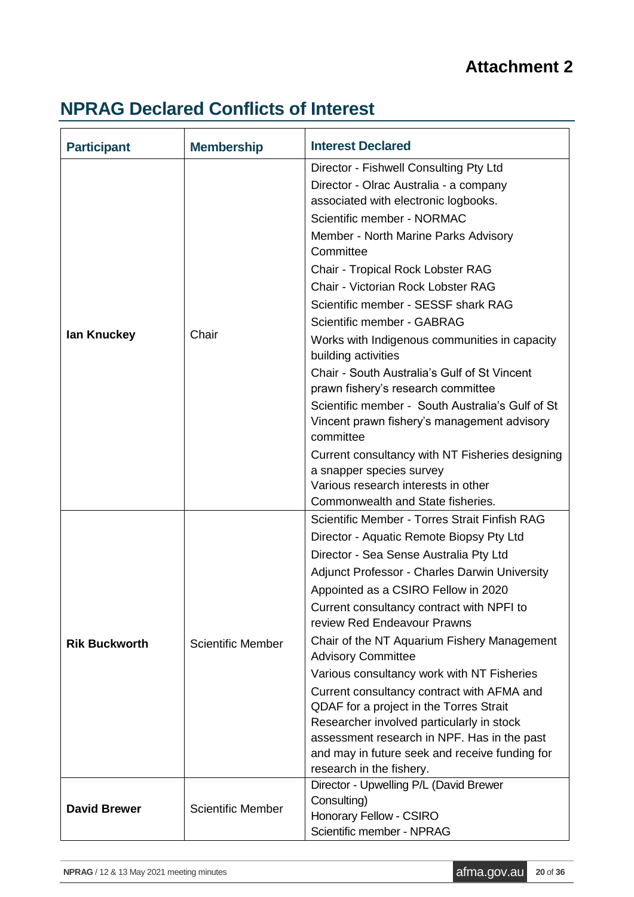# Attachment 2

## NPRAG Declared Conflicts of Interest

| Participant | Membership | Interest Declared |
|---|---|---|
| **Ian Knuckey** | Chair | Director - Fishwell Consulting Pty Ltd<br>Director - Olrac Australia - a company associated with electronic logbooks.<br>Scientific member - NORMAC<br>Member - North Marine Parks Advisory Committee<br>Chair - Tropical Rock Lobster RAG<br>Chair - Victorian Rock Lobster RAG<br>Scientific member - SESSF shark RAG<br>Scientific member - GABRAG<br>Works with Indigenous communities in capacity building activities<br>Chair - South Australia's Gulf of St Vincent prawn fishery's research committee<br>Scientific member - South Australia's Gulf of St Vincent prawn fishery's management advisory committee<br>Current consultancy with NT Fisheries designing a snapper species survey<br>Various research interests in other Commonwealth and State fisheries. |
| **Rik Buckworth** | Scientific Member | Scientific Member - Torres Strait Finfish RAG<br>Director - Aquatic Remote Biopsy Pty Ltd<br>Director - Sea Sense Australia Pty Ltd<br>Adjunct Professor - Charles Darwin University<br>Appointed as a CSIRO Fellow in 2020<br>Current consultancy contract with NPFI to review Red Endeavour Prawns<br>Chair of the NT Aquarium Fishery Management Advisory Committee<br>Various consultancy work with NT Fisheries<br>Current consultancy contract with AFMA and QDAF for a project in the Torres Strait<br>Researcher involved particularly in stock assessment research in NPF. Has in the past and may in future seek and receive funding for research in the fishery. |
| **David Brewer** | Scientific Member | Director - Upwelling P/L (David Brewer Consulting)<br>Honorary Fellow - CSIRO<br>Scientific member - NPRAG |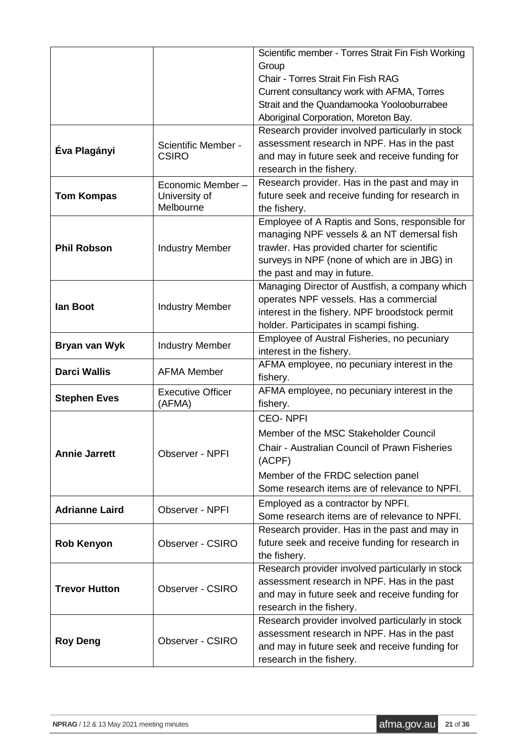| | | |
|---|---|---|
| | | Scientific member - Torres Strait Fin Fish Working Group<br>Chair - Torres Strait Fin Fish RAG<br>Current consultancy work with AFMA, Torres Strait and the Quandamooka Yoolooburrabee Aboriginal Corporation, Moreton Bay. |
| **Éva Plagányi** | Scientific Member - CSIRO | Research provider involved particularly in stock assessment research in NPF. Has in the past and may in future seek and receive funding for research in the fishery. |
| **Tom Kompas** | Economic Member – University of Melbourne | Research provider. Has in the past and may in future seek and receive funding for research in the fishery. |
| **Phil Robson** | Industry Member | Employee of A Raptis and Sons, responsible for managing NPF vessels & an NT demersal fish trawler. Has provided charter for scientific surveys in NPF (none of which are in JBG) in the past and may in future. |
| **Ian Boot** | Industry Member | Managing Director of Austfish, a company which operates NPF vessels. Has a commercial interest in the fishery. NPF broodstock permit holder. Participates in scampi fishing. |
| **Bryan van Wyk** | Industry Member | Employee of Austral Fisheries, no pecuniary interest in the fishery. |
| **Darci Wallis** | AFMA Member | AFMA employee, no pecuniary interest in the fishery. |
| **Stephen Eves** | Executive Officer (AFMA) | AFMA employee, no pecuniary interest in the fishery. |
| **Annie Jarrett** | Observer - NPFI | CEO- NPFI<br>Member of the MSC Stakeholder Council<br>Chair - Australian Council of Prawn Fisheries (ACPF)<br>Member of the FRDC selection panel<br>Some research items are of relevance to NPFI. |
| **Adrianne Laird** | Observer - NPFI | Employed as a contractor by NPFI.<br>Some research items are of relevance to NPFI. |
| **Rob Kenyon** | Observer - CSIRO | Research provider. Has in the past and may in future seek and receive funding for research in the fishery. |
| **Trevor Hutton** | Observer - CSIRO | Research provider involved particularly in stock assessment research in NPF. Has in the past and may in future seek and receive funding for research in the fishery. |
| **Roy Deng** | Observer - CSIRO | Research provider involved particularly in stock assessment research in NPF. Has in the past and may in future seek and receive funding for research in the fishery. |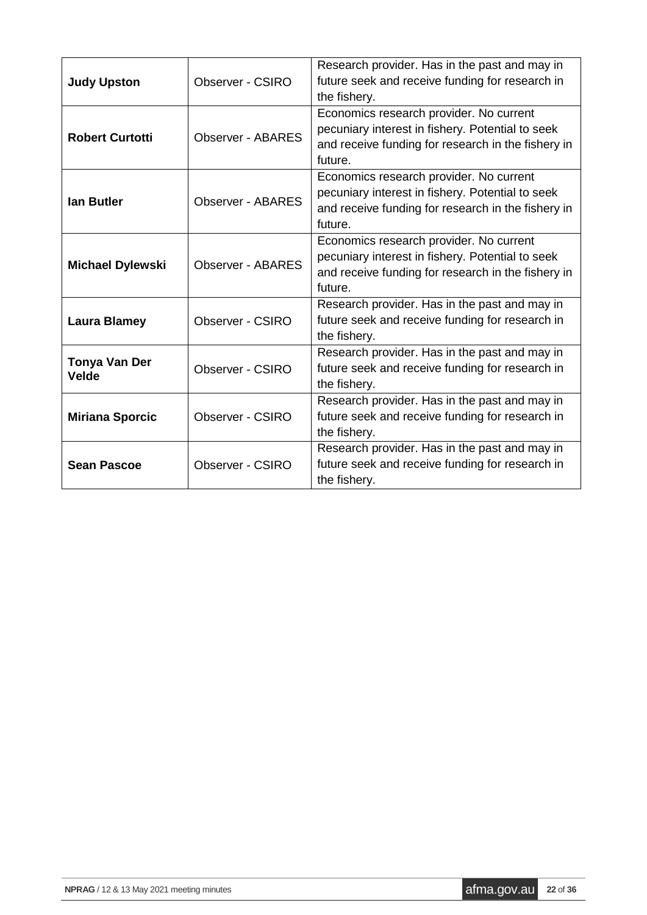| **Judy Upston** | Observer - CSIRO | Research provider. Has in the past and may in future seek and receive funding for research in the fishery. |
|---|---|---|
| **Robert Curtotti** | Observer - ABARES | Economics research provider. No current pecuniary interest in fishery. Potential to seek and receive funding for research in the fishery in future. |
| **Ian Butler** | Observer - ABARES | Economics research provider. No current pecuniary interest in fishery. Potential to seek and receive funding for research in the fishery in future. |
| **Michael Dylewski** | Observer - ABARES | Economics research provider. No current pecuniary interest in fishery. Potential to seek and receive funding for research in the fishery in future. |
| **Laura Blamey** | Observer - CSIRO | Research provider. Has in the past and may in future seek and receive funding for research in the fishery. |
| **Tonya Van Der Velde** | Observer - CSIRO | Research provider. Has in the past and may in future seek and receive funding for research in the fishery. |
| **Miriana Sporcic** | Observer - CSIRO | Research provider. Has in the past and may in future seek and receive funding for research in the fishery. |
| **Sean Pascoe** | Observer - CSIRO | Research provider. Has in the past and may in future seek and receive funding for research in the fishery. |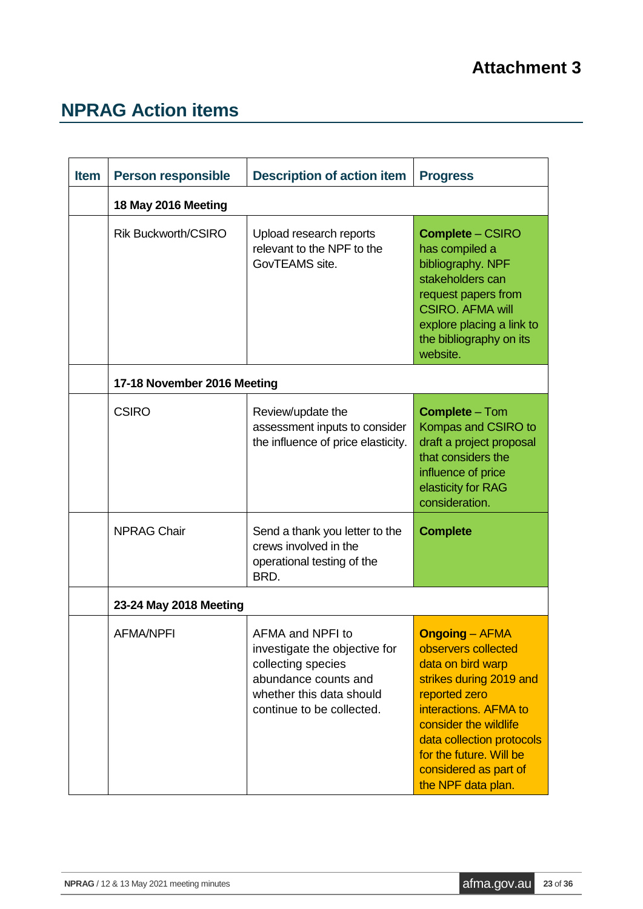Attachment 3

# NPRAG Action items

| Item | Person responsible | Description of action item | Progress |
|---|---|---|---|
| | **18 May 2016 Meeting** | | |
| | Rik Buckworth/CSIRO | Upload research reports relevant to the NPF to the GovTEAMS site. | **Complete** – CSIRO has compiled a bibliography. NPF stakeholders can request papers from CSIRO. AFMA will explore placing a link to the bibliography on its website. |
| | **17-18 November 2016 Meeting** | | |
| | CSIRO | Review/update the assessment inputs to consider the influence of price elasticity. | **Complete** – Tom Kompas and CSIRO to draft a project proposal that considers the influence of price elasticity for RAG consideration. |
| | NPRAG Chair | Send a thank you letter to the crews involved in the operational testing of the BRD. | **Complete** |
| | **23-24 May 2018 Meeting** | | |
| | AFMA/NPFI | AFMA and NPFI to investigate the objective for collecting species abundance counts and whether this data should continue to be collected. | **Ongoing** – AFMA observers collected data on bird warp strikes during 2019 and reported zero interactions. AFMA to consider the wildlife data collection protocols for the future. Will be considered as part of the NPF data plan. |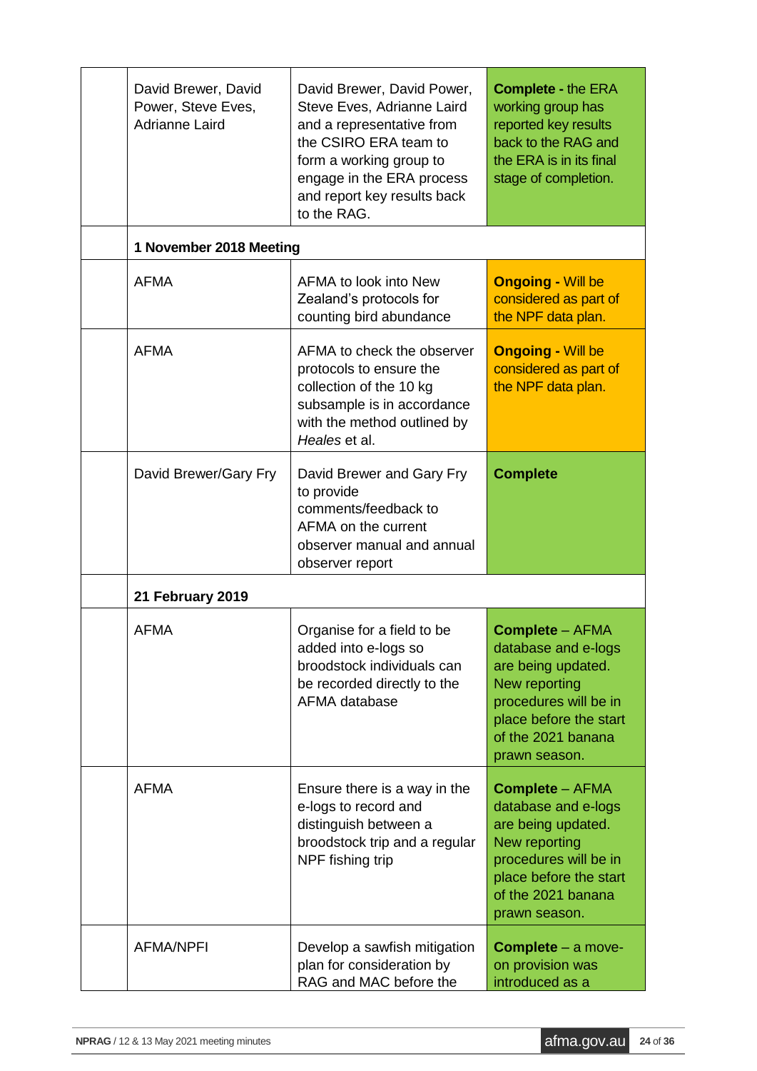| | | | |
|---|---|---|---|
| | David Brewer, David Power, Steve Eves, Adrianne Laird | David Brewer, David Power, Steve Eves, Adrianne Laird and a representative from the CSIRO ERA team to form a working group to engage in the ERA process and report key results back to the RAG. | **Complete -** the ERA working group has reported key results back to the RAG and the ERA is in its final stage of completion. |
| | **1 November 2018 Meeting** | | |
| | AFMA | AFMA to look into New Zealand's protocols for counting bird abundance | **Ongoing -** Will be considered as part of the NPF data plan. |
| | AFMA | AFMA to check the observer protocols to ensure the collection of the 10 kg subsample is in accordance with the method outlined by *Heales* et al. | **Ongoing -** Will be considered as part of the NPF data plan. |
| | David Brewer/Gary Fry | David Brewer and Gary Fry to provide comments/feedback to AFMA on the current observer manual and annual observer report | **Complete** |
| | **21 February 2019** | | |
| | AFMA | Organise for a field to be added into e-logs so broodstock individuals can be recorded directly to the AFMA database | **Complete** – AFMA database and e-logs are being updated. New reporting procedures will be in place before the start of the 2021 banana prawn season. |
| | AFMA | Ensure there is a way in the e-logs to record and distinguish between a broodstock trip and a regular NPF fishing trip | **Complete** – AFMA database and e-logs are being updated. New reporting procedures will be in place before the start of the 2021 banana prawn season. |
| | AFMA/NPFI | Develop a sawfish mitigation plan for consideration by RAG and MAC before the | **Complete** – a move-on provision was introduced as a |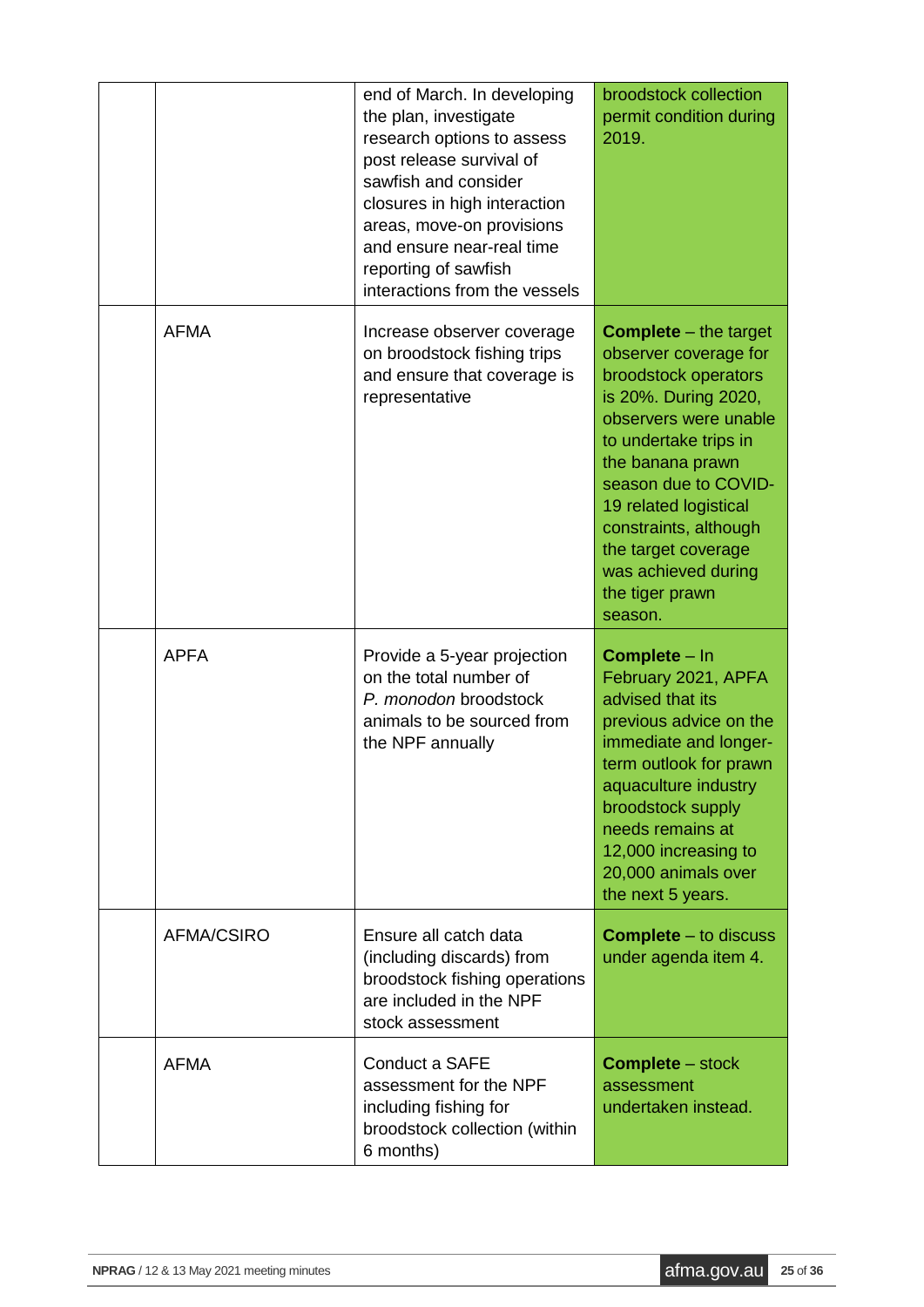| | | | |
|---|---|---|---|
| | | end of March. In developing the plan, investigate research options to assess post release survival of sawfish and consider closures in high interaction areas, move-on provisions and ensure near-real time reporting of sawfish interactions from the vessels | broodstock collection permit condition during 2019. |
| | AFMA | Increase observer coverage on broodstock fishing trips and ensure that coverage is representative | **Complete** – the target observer coverage for broodstock operators is 20%. During 2020, observers were unable to undertake trips in the banana prawn season due to COVID-19 related logistical constraints, although the target coverage was achieved during the tiger prawn season. |
| | APFA | Provide a 5-year projection on the total number of *P. monodon* broodstock animals to be sourced from the NPF annually | **Complete** – In February 2021, APFA advised that its previous advice on the immediate and longer-term outlook for prawn aquaculture industry broodstock supply needs remains at 12,000 increasing to 20,000 animals over the next 5 years. |
| | AFMA/CSIRO | Ensure all catch data (including discards) from broodstock fishing operations are included in the NPF stock assessment | **Complete** – to discuss under agenda item 4. |
| | AFMA | Conduct a SAFE assessment for the NPF including fishing for broodstock collection (within 6 months) | **Complete** – stock assessment undertaken instead. |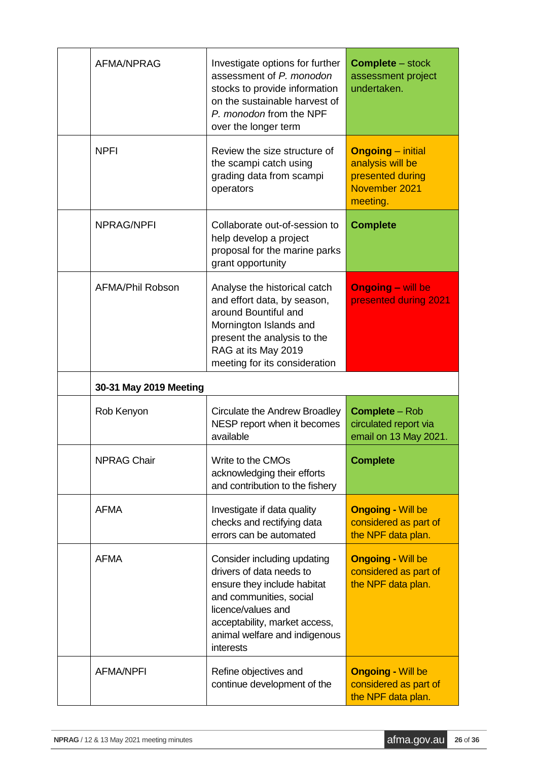| | | | |
|---|---|---|---|
| | AFMA/NPRAG | Investigate options for further assessment of *P. monodon* stocks to provide information on the sustainable harvest of *P. monodon* from the NPF over the longer term | **Complete** – stock assessment project undertaken. |
| | NPFI | Review the size structure of the scampi catch using grading data from scampi operators | **Ongoing** – initial analysis will be presented during November 2021 meeting. |
| | NPRAG/NPFI | Collaborate out-of-session to help develop a project proposal for the marine parks grant opportunity | **Complete** |
| | AFMA/Phil Robson | Analyse the historical catch and effort data, by season, around Bountiful and Mornington Islands and present the analysis to the RAG at its May 2019 meeting for its consideration | **Ongoing** – will be presented during 2021 |
| | **30-31 May 2019 Meeting** | | |
| | Rob Kenyon | Circulate the Andrew Broadley NESP report when it becomes available | **Complete** – Rob circulated report via email on 13 May 2021. |
| | NPRAG Chair | Write to the CMOs acknowledging their efforts and contribution to the fishery | **Complete** |
| | AFMA | Investigate if data quality checks and rectifying data errors can be automated | **Ongoing** - Will be considered as part of the NPF data plan. |
| | AFMA | Consider including updating drivers of data needs to ensure they include habitat and communities, social licence/values and acceptability, market access, animal welfare and indigenous interests | **Ongoing** - Will be considered as part of the NPF data plan. |
| | AFMA/NPFI | Refine objectives and continue development of the | **Ongoing** - Will be considered as part of the NPF data plan. |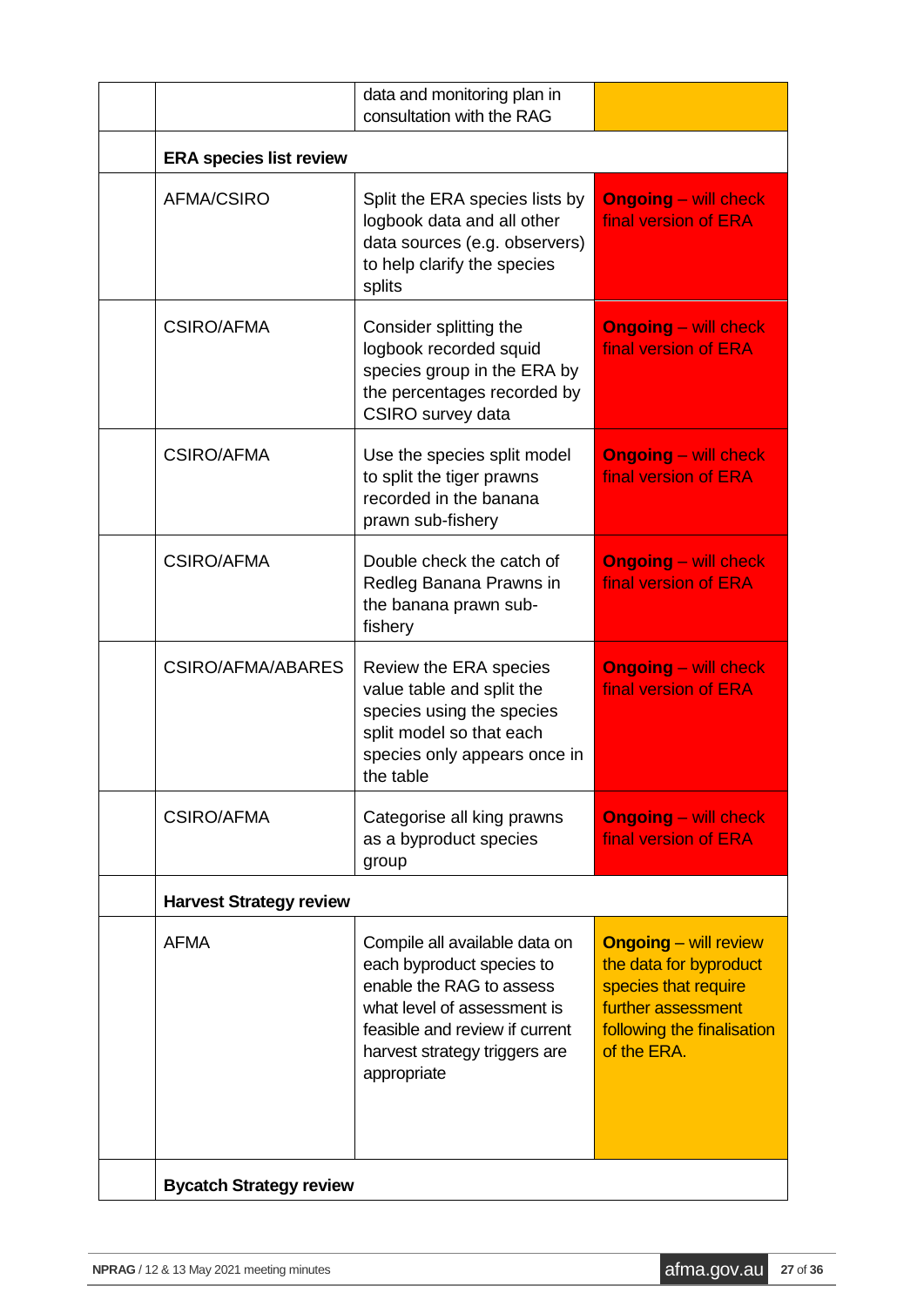| | | | |
|---|---|---|---|
| | | data and monitoring plan in consultation with the RAG | |
| | **ERA species list review** | | |
| | AFMA/CSIRO | Split the ERA species lists by logbook data and all other data sources (e.g. observers) to help clarify the species splits | **Ongoing** – will check final version of ERA |
| | CSIRO/AFMA | Consider splitting the logbook recorded squid species group in the ERA by the percentages recorded by CSIRO survey data | **Ongoing** – will check final version of ERA |
| | CSIRO/AFMA | Use the species split model to split the tiger prawns recorded in the banana prawn sub-fishery | **Ongoing** – will check final version of ERA |
| | CSIRO/AFMA | Double check the catch of Redleg Banana Prawns in the banana prawn sub-fishery | **Ongoing** – will check final version of ERA |
| | CSIRO/AFMA/ABARES | Review the ERA species value table and split the species using the species split model so that each species only appears once in the table | **Ongoing** – will check final version of ERA |
| | CSIRO/AFMA | Categorise all king prawns as a byproduct species group | **Ongoing** – will check final version of ERA |
| | **Harvest Strategy review** | | |
| | AFMA | Compile all available data on each byproduct species to enable the RAG to assess what level of assessment is feasible and review if current harvest strategy triggers are appropriate | **Ongoing** – will review the data for byproduct species that require further assessment following the finalisation of the ERA. |
| | **Bycatch Strategy review** | | |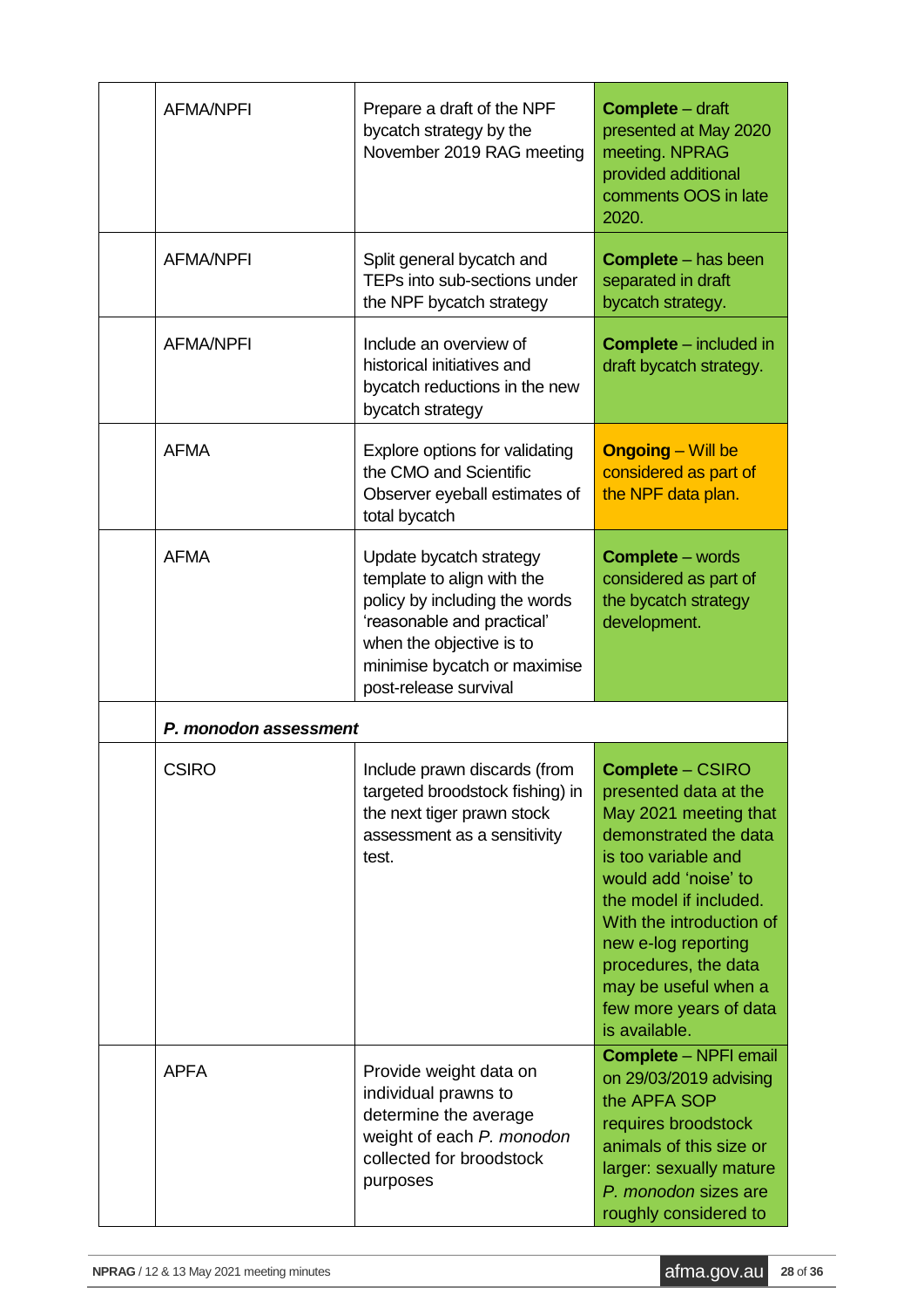| | | | |
|---|---|---|---|
| | AFMA/NPFI | Prepare a draft of the NPF bycatch strategy by the November 2019 RAG meeting | **Complete** – draft presented at May 2020 meeting. NPRAG provided additional comments OOS in late 2020. |
| | AFMA/NPFI | Split general bycatch and TEPs into sub-sections under the NPF bycatch strategy | **Complete** – has been separated in draft bycatch strategy. |
| | AFMA/NPFI | Include an overview of historical initiatives and bycatch reductions in the new bycatch strategy | **Complete** – included in draft bycatch strategy. |
| | AFMA | Explore options for validating the CMO and Scientific Observer eyeball estimates of total bycatch | **Ongoing** – Will be considered as part of the NPF data plan. |
| | AFMA | Update bycatch strategy template to align with the policy by including the words 'reasonable and practical' when the objective is to minimise bycatch or maximise post-release survival | **Complete** – words considered as part of the bycatch strategy development. |
| | ***P. monodon* assessment** | | |
| | CSIRO | Include prawn discards (from targeted broodstock fishing) in the next tiger prawn stock assessment as a sensitivity test. | **Complete** – CSIRO presented data at the May 2021 meeting that demonstrated the data is too variable and would add 'noise' to the model if included. With the introduction of new e-log reporting procedures, the data may be useful when a few more years of data is available. |
| | APFA | Provide weight data on individual prawns to determine the average weight of each *P. monodon* collected for broodstock purposes | **Complete** – NPFI email on 29/03/2019 advising the APFA SOP requires broodstock animals of this size or larger: sexually mature *P. monodon* sizes are roughly considered to |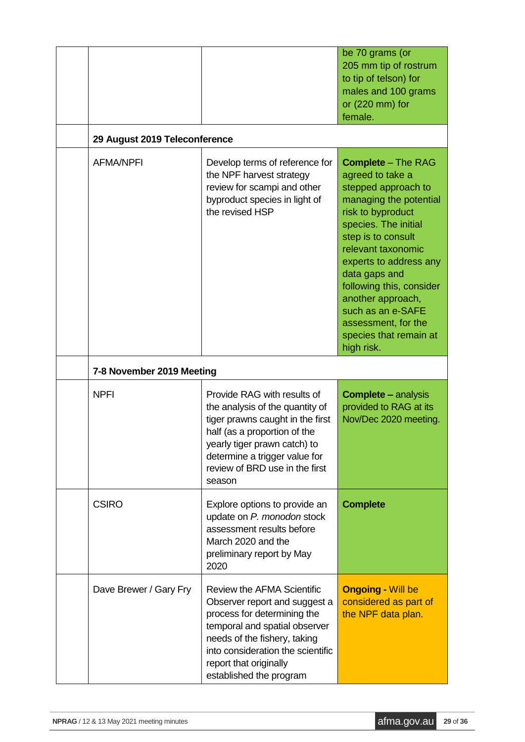| | | | |
|---|---|---|---|
| | | | be 70 grams (or 205 mm tip of rostrum to tip of telson) for males and 100 grams or (220 mm) for female. |
| | **29 August 2019 Teleconference** | | |
| | AFMA/NPFI | Develop terms of reference for the NPF harvest strategy review for scampi and other byproduct species in light of the revised HSP | **Complete** – The RAG agreed to take a stepped approach to managing the potential risk to byproduct species. The initial step is to consult relevant taxonomic experts to address any data gaps and following this, consider another approach, such as an e-SAFE assessment, for the species that remain at high risk. |
| | **7-8 November 2019 Meeting** | | |
| | NPFI | Provide RAG with results of the analysis of the quantity of tiger prawns caught in the first half (as a proportion of the yearly tiger prawn catch) to determine a trigger value for review of BRD use in the first season | **Complete –** analysis provided to RAG at its Nov/Dec 2020 meeting. |
| | CSIRO | Explore options to provide an update on *P. monodon* stock assessment results before March 2020 and the preliminary report by May 2020 | **Complete** |
| | Dave Brewer / Gary Fry | Review the AFMA Scientific Observer report and suggest a process for determining the temporal and spatial observer needs of the fishery, taking into consideration the scientific report that originally established the program | **Ongoing -** Will be considered as part of the NPF data plan. |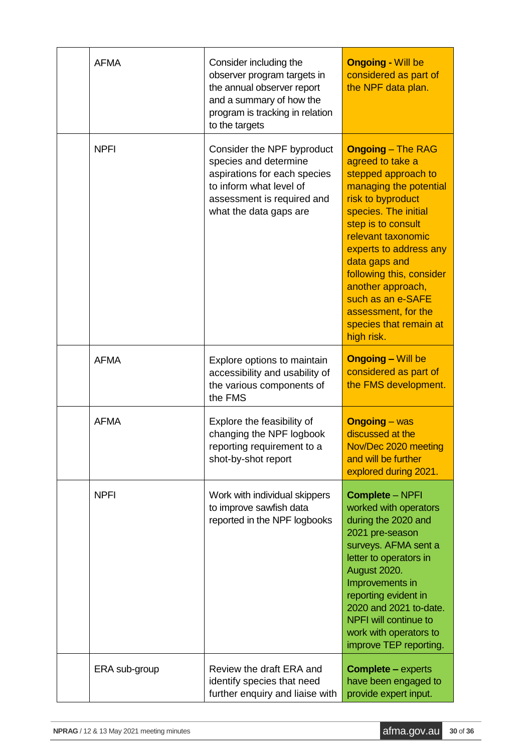| | | | |
|---|---|---|---|
| | AFMA | Consider including the observer program targets in the annual observer report and a summary of how the program is tracking in relation to the targets | **Ongoing -** Will be considered as part of the NPF data plan. |
| | NPFI | Consider the NPF byproduct species and determine aspirations for each species to inform what level of assessment is required and what the data gaps are | **Ongoing** – The RAG agreed to take a stepped approach to managing the potential risk to byproduct species. The initial step is to consult relevant taxonomic experts to address any data gaps and following this, consider another approach, such as an e-SAFE assessment, for the species that remain at high risk. |
| | AFMA | Explore options to maintain accessibility and usability of the various components of the FMS | **Ongoing –** Will be considered as part of the FMS development. |
| | AFMA | Explore the feasibility of changing the NPF logbook reporting requirement to a shot-by-shot report | **Ongoing** – was discussed at the Nov/Dec 2020 meeting and will be further explored during 2021. |
| | NPFI | Work with individual skippers to improve sawfish data reported in the NPF logbooks | **Complete** – NPFI worked with operators during the 2020 and 2021 pre-season surveys. AFMA sent a letter to operators in August 2020. Improvements in reporting evident in 2020 and 2021 to-date. NPFI will continue to work with operators to improve TEP reporting. |
| | ERA sub-group | Review the draft ERA and identify species that need further enquiry and liaise with | **Complete –** experts have been engaged to provide expert input. |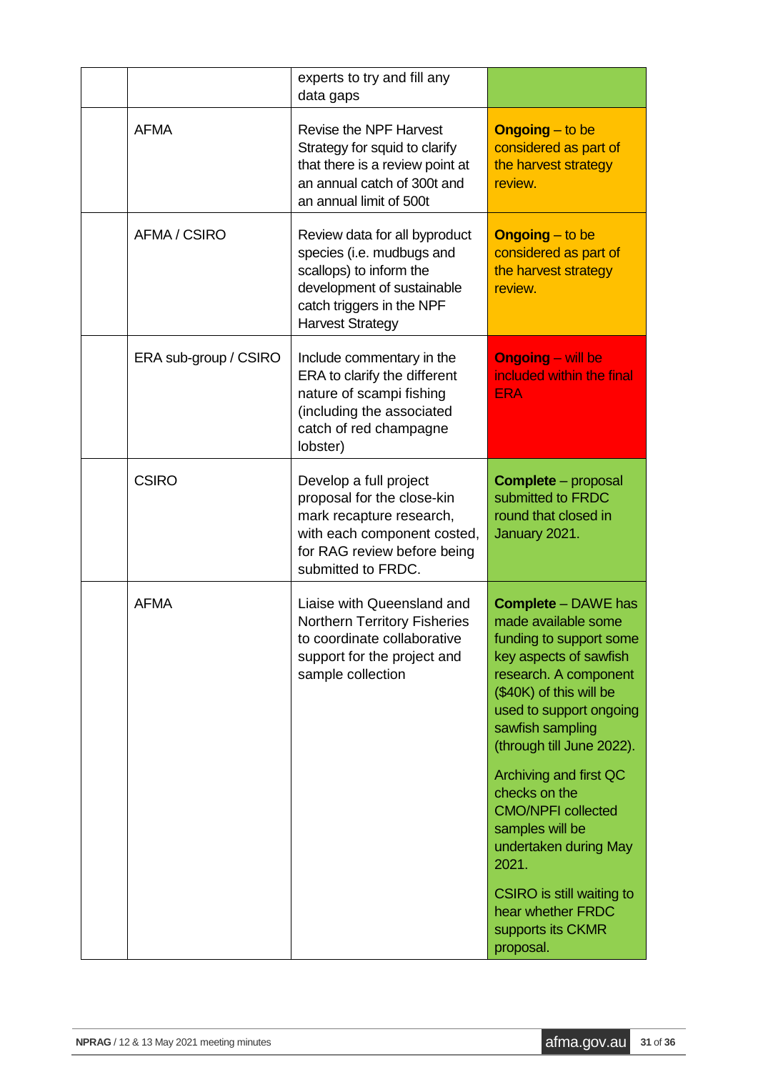| | | | |
|---|---|---|---|
| | | experts to try and fill any data gaps | |
| | AFMA | Revise the NPF Harvest Strategy for squid to clarify that there is a review point at an annual catch of 300t and an annual limit of 500t | **Ongoing** – to be considered as part of the harvest strategy review. |
| | AFMA / CSIRO | Review data for all byproduct species (i.e. mudbugs and scallops) to inform the development of sustainable catch triggers in the NPF Harvest Strategy | **Ongoing** – to be considered as part of the harvest strategy review. |
| | ERA sub-group / CSIRO | Include commentary in the ERA to clarify the different nature of scampi fishing (including the associated catch of red champagne lobster) | **Ongoing** – will be included within the final ERA |
| | CSIRO | Develop a full project proposal for the close-kin mark recapture research, with each component costed, for RAG review before being submitted to FRDC. | **Complete** – proposal submitted to FRDC round that closed in January 2021. |
| | AFMA | Liaise with Queensland and Northern Territory Fisheries to coordinate collaborative support for the project and sample collection | **Complete** – DAWE has made available some funding to support some key aspects of sawfish research. A component ($40K) of this will be used to support ongoing sawfish sampling (through till June 2022).<br><br>Archiving and first QC checks on the CMO/NPFI collected samples will be undertaken during May 2021.<br><br>CSIRO is still waiting to hear whether FRDC supports its CKMR proposal. |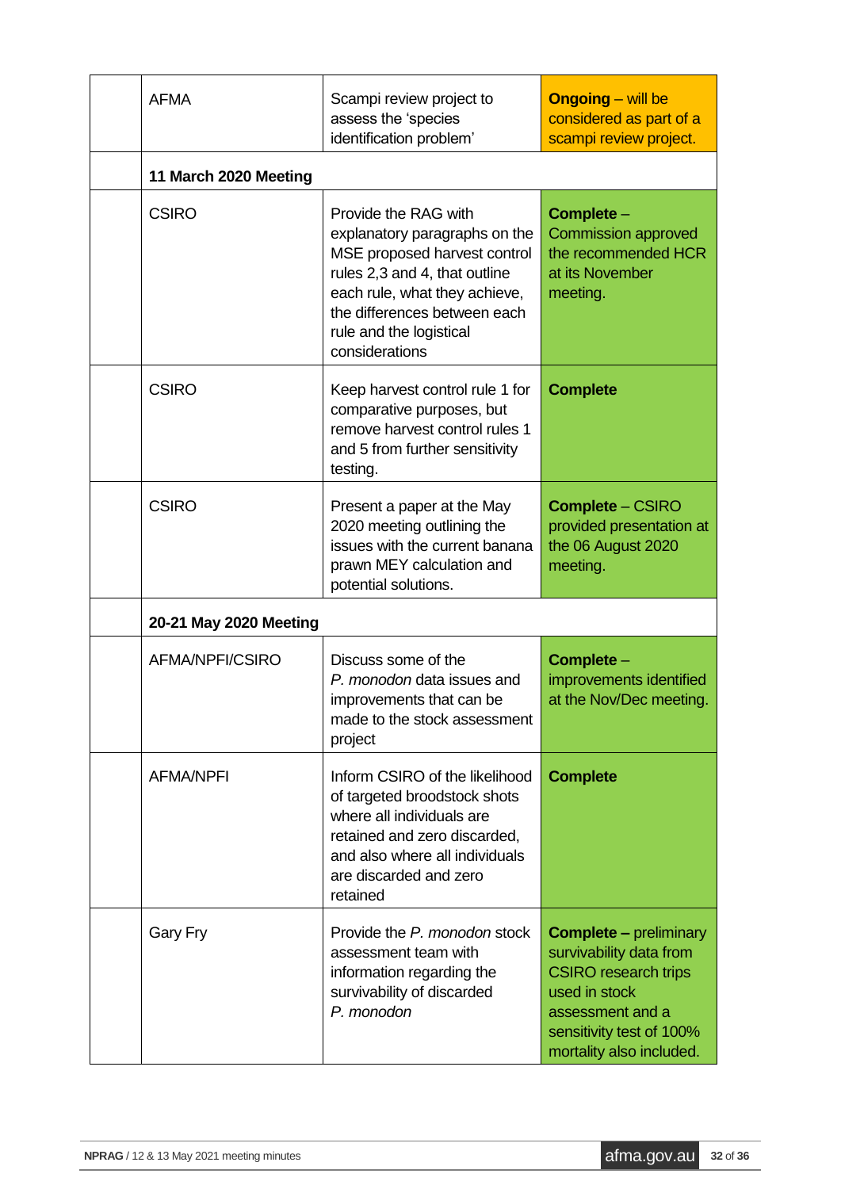| | | | |
|---|---|---|---|
| | AFMA | Scampi review project to assess the 'species identification problem' | **Ongoing** – will be considered as part of a scampi review project. |
| | **11 March 2020 Meeting** | | |
| | CSIRO | Provide the RAG with explanatory paragraphs on the MSE proposed harvest control rules 2,3 and 4, that outline each rule, what they achieve, the differences between each rule and the logistical considerations | **Complete** – Commission approved the recommended HCR at its November meeting. |
| | CSIRO | Keep harvest control rule 1 for comparative purposes, but remove harvest control rules 1 and 5 from further sensitivity testing. | **Complete** |
| | CSIRO | Present a paper at the May 2020 meeting outlining the issues with the current banana prawn MEY calculation and potential solutions. | **Complete** – CSIRO provided presentation at the 06 August 2020 meeting. |
| | **20-21 May 2020 Meeting** | | |
| | AFMA/NPFI/CSIRO | Discuss some of the *P. monodon* data issues and improvements that can be made to the stock assessment project | **Complete** – improvements identified at the Nov/Dec meeting. |
| | AFMA/NPFI | Inform CSIRO of the likelihood of targeted broodstock shots where all individuals are retained and zero discarded, and also where all individuals are discarded and zero retained | **Complete** |
| | Gary Fry | Provide the *P. monodon* stock assessment team with information regarding the survivability of discarded *P. monodon* | **Complete –** preliminary survivability data from CSIRO research trips used in stock assessment and a sensitivity test of 100% mortality also included. |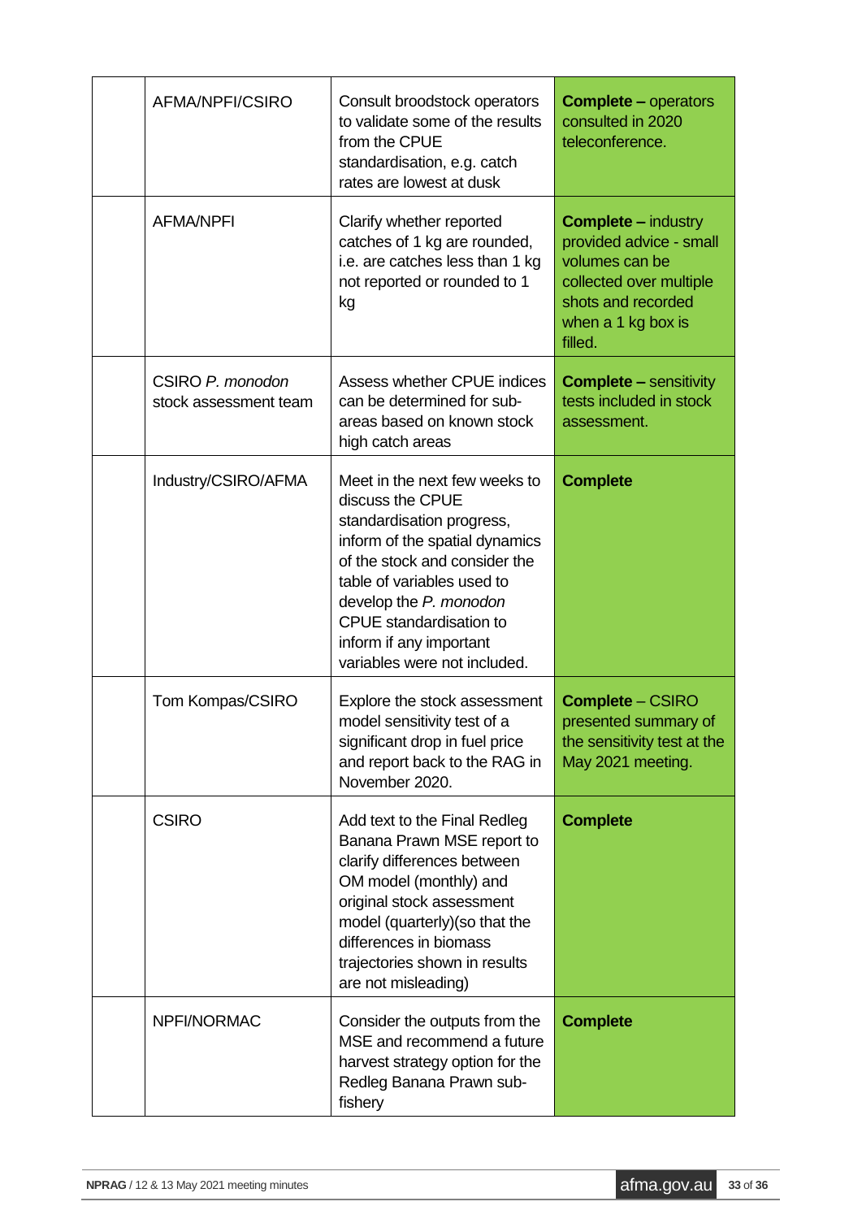| | | | |
|---|---|---|---|
| | AFMA/NPFI/CSIRO | Consult broodstock operators to validate some of the results from the CPUE standardisation, e.g. catch rates are lowest at dusk | **Complete –** operators consulted in 2020 teleconference. |
| | AFMA/NPFI | Clarify whether reported catches of 1 kg are rounded, i.e. are catches less than 1 kg not reported or rounded to 1 kg | **Complete –** industry provided advice - small volumes can be collected over multiple shots and recorded when a 1 kg box is filled. |
| | CSIRO *P. monodon* stock assessment team | Assess whether CPUE indices can be determined for sub-areas based on known stock high catch areas | **Complete –** sensitivity tests included in stock assessment. |
| | Industry/CSIRO/AFMA | Meet in the next few weeks to discuss the CPUE standardisation progress, inform of the spatial dynamics of the stock and consider the table of variables used to develop the *P. monodon* CPUE standardisation to inform if any important variables were not included. | **Complete** |
| | Tom Kompas/CSIRO | Explore the stock assessment model sensitivity test of a significant drop in fuel price and report back to the RAG in November 2020. | **Complete** – CSIRO presented summary of the sensitivity test at the May 2021 meeting. |
| | CSIRO | Add text to the Final Redleg Banana Prawn MSE report to clarify differences between OM model (monthly) and original stock assessment model (quarterly)(so that the differences in biomass trajectories shown in results are not misleading) | **Complete** |
| | NPFI/NORMAC | Consider the outputs from the MSE and recommend a future harvest strategy option for the Redleg Banana Prawn sub-fishery | **Complete** |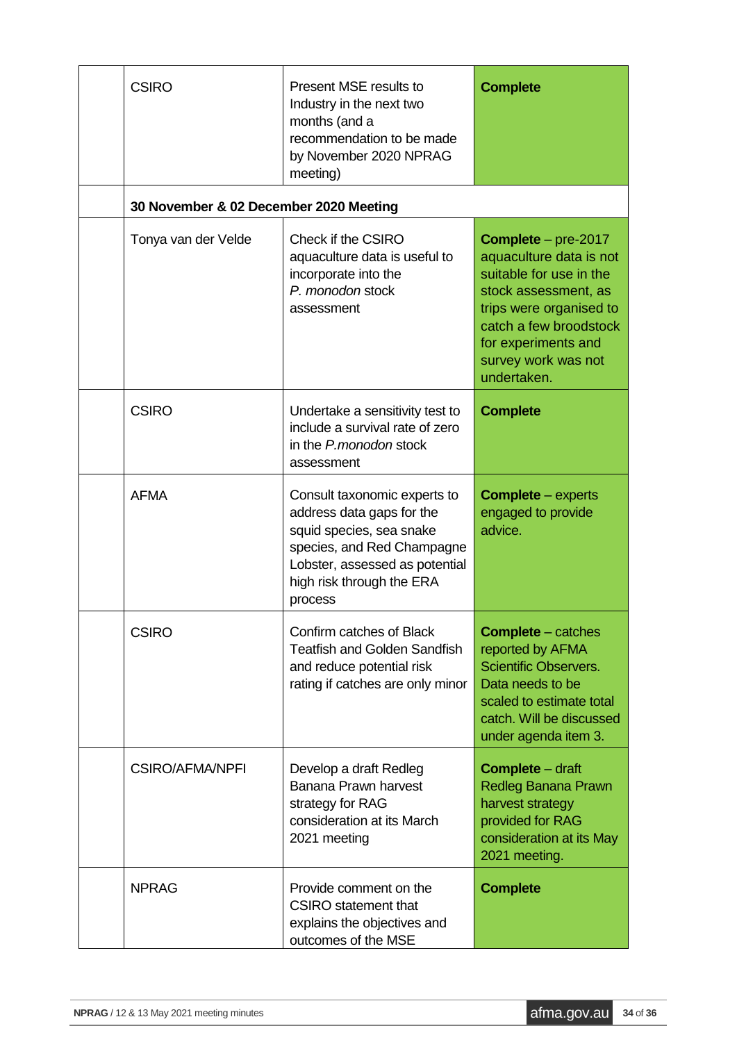| | | | |
|---|---|---|---|
| | CSIRO | Present MSE results to Industry in the next two months (and a recommendation to be made by November 2020 NPRAG meeting) | **Complete** |
| | **30 November & 02 December 2020 Meeting** | | |
| | Tonya van der Velde | Check if the CSIRO aquaculture data is useful to incorporate into the *P. monodon* stock assessment | **Complete** – pre-2017 aquaculture data is not suitable for use in the stock assessment, as trips were organised to catch a few broodstock for experiments and survey work was not undertaken. |
| | CSIRO | Undertake a sensitivity test to include a survival rate of zero in the *P.monodon* stock assessment | **Complete** |
| | AFMA | Consult taxonomic experts to address data gaps for the squid species, sea snake species, and Red Champagne Lobster, assessed as potential high risk through the ERA process | **Complete** – experts engaged to provide advice. |
| | CSIRO | Confirm catches of Black Teatfish and Golden Sandfish and reduce potential risk rating if catches are only minor | **Complete** – catches reported by AFMA Scientific Observers. Data needs to be scaled to estimate total catch. Will be discussed under agenda item 3. |
| | CSIRO/AFMA/NPFI | Develop a draft Redleg Banana Prawn harvest strategy for RAG consideration at its March 2021 meeting | **Complete** – draft Redleg Banana Prawn harvest strategy provided for RAG consideration at its May 2021 meeting. |
| | NPRAG | Provide comment on the CSIRO statement that explains the objectives and outcomes of the MSE | **Complete** |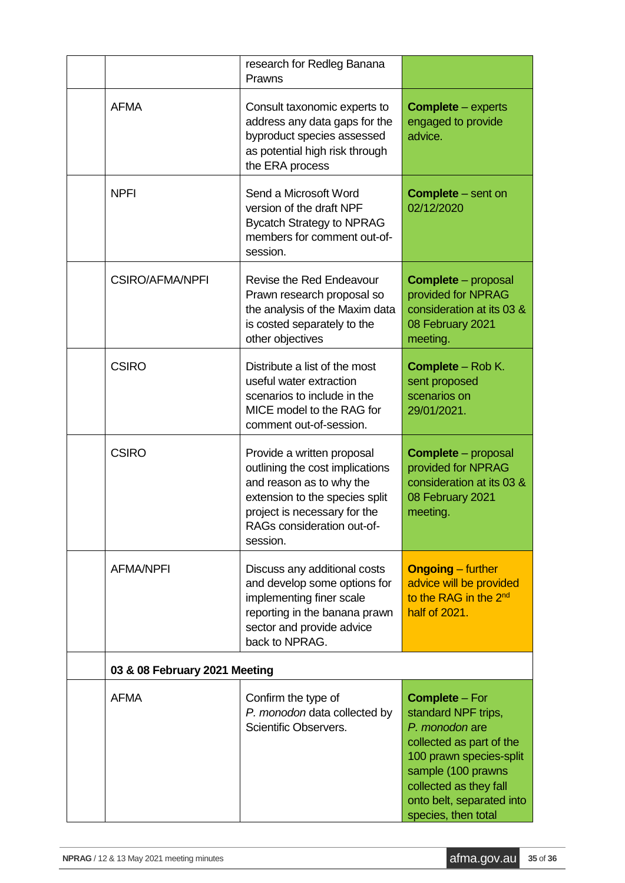| | | | |
|---|---|---|---|
| | | research for Redleg Banana Prawns | |
| | AFMA | Consult taxonomic experts to address any data gaps for the byproduct species assessed as potential high risk through the ERA process | **Complete** – experts engaged to provide advice. |
| | NPFI | Send a Microsoft Word version of the draft NPF Bycatch Strategy to NPRAG members for comment out-of-session. | **Complete** – sent on 02/12/2020 |
| | CSIRO/AFMA/NPFI | Revise the Red Endeavour Prawn research proposal so the analysis of the Maxim data is costed separately to the other objectives | **Complete** – proposal provided for NPRAG consideration at its 03 & 08 February 2021 meeting. |
| | CSIRO | Distribute a list of the most useful water extraction scenarios to include in the MICE model to the RAG for comment out-of-session. | **Complete** – Rob K. sent proposed scenarios on 29/01/2021. |
| | CSIRO | Provide a written proposal outlining the cost implications and reason as to why the extension to the species split project is necessary for the RAGs consideration out-of-session. | **Complete** – proposal provided for NPRAG consideration at its 03 & 08 February 2021 meeting. |
| | AFMA/NPFI | Discuss any additional costs and develop some options for implementing finer scale reporting in the banana prawn sector and provide advice back to NPRAG. | **Ongoing** – further advice will be provided to the RAG in the 2nd half of 2021. |
| | **03 & 08 February 2021 Meeting** | | |
| | AFMA | Confirm the type of *P. monodon* data collected by Scientific Observers. | **Complete** – For standard NPF trips, *P. monodon* are collected as part of the 100 prawn species-split sample (100 prawns collected as they fall onto belt, separated into species, then total |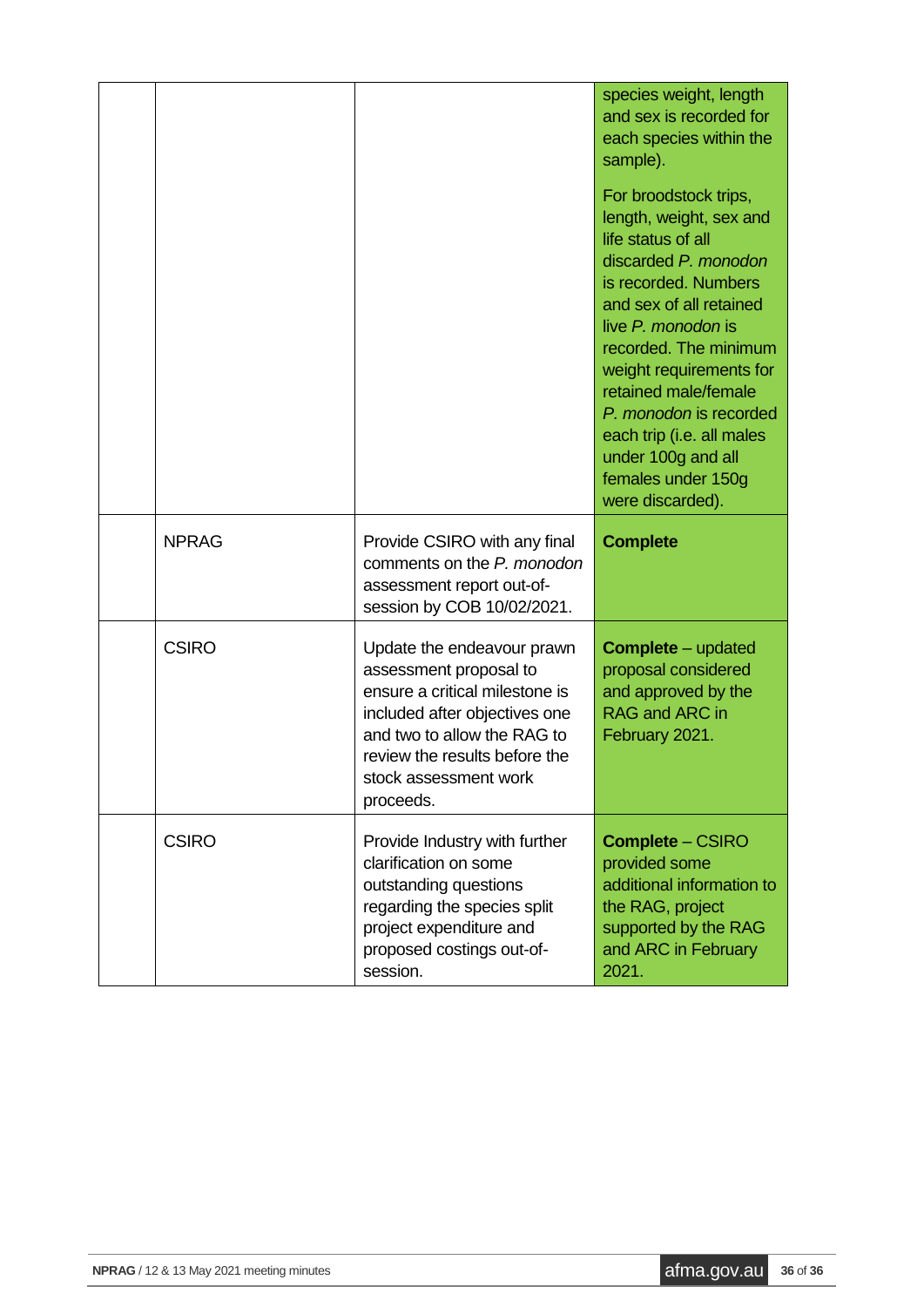| | | | |
|---|---|---|---|
| | | | species weight, length and sex is recorded for each species within the sample).<br><br>For broodstock trips, length, weight, sex and life status of all discarded *P. monodon* is recorded. Numbers and sex of all retained live *P. monodon* is recorded. The minimum weight requirements for retained male/female *P. monodon* is recorded each trip (i.e. all males under 100g and all females under 150g were discarded). |
| | NPRAG | Provide CSIRO with any final comments on the *P. monodon* assessment report out-of-session by COB 10/02/2021. | **Complete** |
| | CSIRO | Update the endeavour prawn assessment proposal to ensure a critical milestone is included after objectives one and two to allow the RAG to review the results before the stock assessment work proceeds. | **Complete** – updated proposal considered and approved by the RAG and ARC in February 2021. |
| | CSIRO | Provide Industry with further clarification on some outstanding questions regarding the species split project expenditure and proposed costings out-of-session. | **Complete** – CSIRO provided some additional information to the RAG, project supported by the RAG and ARC in February 2021. |